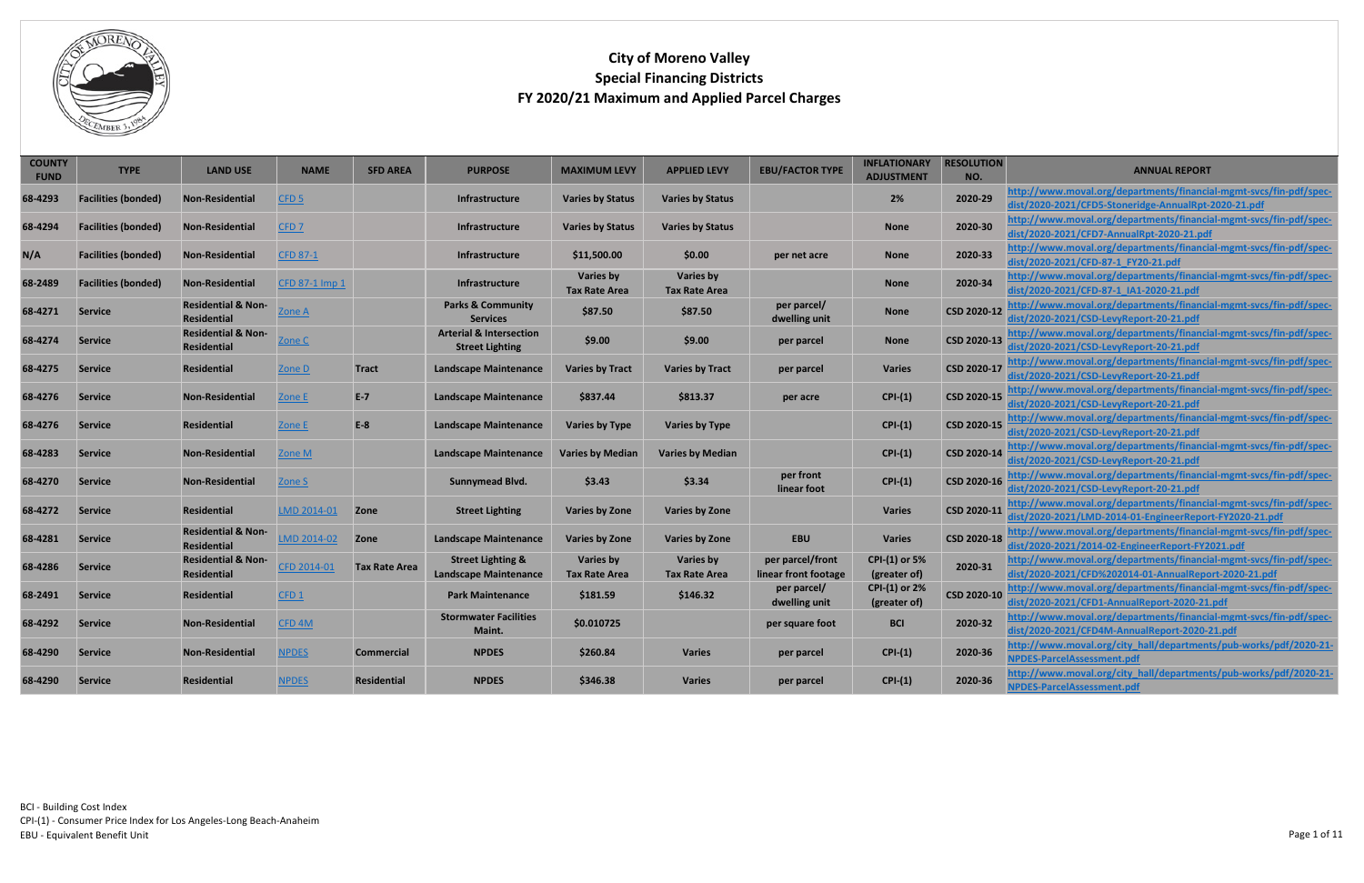# City of Moreno Valley
## Special Financing Districts
## FY 2020/21 Maximum and Applied Parcel Charges

| COUNTY FUND | TYPE | LAND USE | NAME | SFD AREA | PURPOSE | MAXIMUM LEVY | APPLIED LEVY | EBU/FACTOR TYPE | INFLATIONARY ADJUSTMENT | RESOLUTION NO. | ANNUAL REPORT |
|---|---|---|---|---|---|---|---|---|---|---|---|
| 68-4293 | Facilities (bonded) | Non-Residential | CFD 5 | | Infrastructure | Varies by Status | Varies by Status | | 2% | 2020-29 | http://www.moval.org/departments/financial-mgmt-svcs/fin-pdf/spec-dist/2020-2021/CFD5-Stoneridge-AnnualRpt-2020-21.pdf |
| 68-4294 | Facilities (bonded) | Non-Residential | CFD 7 | | Infrastructure | Varies by Status | Varies by Status | | None | 2020-30 | http://www.moval.org/departments/financial-mgmt-svcs/fin-pdf/spec-dist/2020-2021/CFD7-AnnualRpt-2020-21.pdf |
| N/A | Facilities (bonded) | Non-Residential | CFD 87-1 | | Infrastructure | $11,500.00 | $0.00 | per net acre | None | 2020-33 | http://www.moval.org/departments/financial-mgmt-svcs/fin-pdf/spec-dist/2020-2021/CFD-87-1_FY20-21.pdf |
| 68-2489 | Facilities (bonded) | Non-Residential | CFD 87-1 Imp 1 | | Infrastructure | Varies by Tax Rate Area | Varies by Tax Rate Area | | None | 2020-34 | http://www.moval.org/departments/financial-mgmt-svcs/fin-pdf/spec-dist/2020-2021/CFD-87-1_IA1-2020-21.pdf |
| 68-4271 | Service | Residential & Non-Residential | Zone A | | Parks & Community Services | $87.50 | $87.50 | per parcel/ dwelling unit | None | CSD 2020-12 | http://www.moval.org/departments/financial-mgmt-svcs/fin-pdf/spec-dist/2020-2021/CSD-LevyReport-20-21.pdf |
| 68-4274 | Service | Residential & Non-Residential | Zone C | | Arterial & Intersection Street Lighting | $9.00 | $9.00 | per parcel | None | CSD 2020-13 | http://www.moval.org/departments/financial-mgmt-svcs/fin-pdf/spec-dist/2020-2021/CSD-LevyReport-20-21.pdf |
| 68-4275 | Service | Residential | Zone D | Tract | Landscape Maintenance | Varies by Tract | Varies by Tract | per parcel | Varies | CSD 2020-17 | http://www.moval.org/departments/financial-mgmt-svcs/fin-pdf/spec-dist/2020-2021/CSD-LevyReport-20-21.pdf |
| 68-4276 | Service | Non-Residential | Zone E | E-7 | Landscape Maintenance | $837.44 | $813.37 | per acre | CPI-(1) | CSD 2020-15 | http://www.moval.org/departments/financial-mgmt-svcs/fin-pdf/spec-dist/2020-2021/CSD-LevyReport-20-21.pdf |
| 68-4276 | Service | Residential | Zone E | E-8 | Landscape Maintenance | Varies by Type | Varies by Type | | CPI-(1) | CSD 2020-15 | http://www.moval.org/departments/financial-mgmt-svcs/fin-pdf/spec-dist/2020-2021/CSD-LevyReport-20-21.pdf |
| 68-4283 | Service | Non-Residential | Zone M | | Landscape Maintenance | Varies by Median | Varies by Median | | CPI-(1) | CSD 2020-14 | http://www.moval.org/departments/financial-mgmt-svcs/fin-pdf/spec-dist/2020-2021/CSD-LevyReport-20-21.pdf |
| 68-4270 | Service | Non-Residential | Zone S | | Sunnymead Blvd. | $3.43 | $3.34 | per front linear foot | CPI-(1) | CSD 2020-16 | http://www.moval.org/departments/financial-mgmt-svcs/fin-pdf/spec-dist/2020-2021/CSD-LevyReport-20-21.pdf |
| 68-4272 | Service | Residential | LMD 2014-01 | Zone | Street Lighting | Varies by Zone | Varies by Zone | | Varies | CSD 2020-11 | http://www.moval.org/departments/financial-mgmt-svcs/fin-pdf/spec-dist/2020-2021/LMD-2014-01-EngineerReport-FY2020-21.pdf |
| 68-4281 | Service | Residential & Non-Residential | LMD 2014-02 | Zone | Landscape Maintenance | Varies by Zone | Varies by Zone | EBU | Varies | CSD 2020-18 | http://www.moval.org/departments/financial-mgmt-svcs/fin-pdf/spec-dist/2020-2021/2014-02-EngineerReport-FY2021.pdf |
| 68-4286 | Service | Residential & Non-Residential | CFD 2014-01 | Tax Rate Area | Street Lighting & Landscape Maintenance | Varies by Tax Rate Area | Varies by Tax Rate Area | per parcel/front linear front footage | CPI-(1) or 5% (greater of) | 2020-31 | http://www.moval.org/departments/financial-mgmt-svcs/fin-pdf/spec-dist/2020-2021/CFD%202014-01-AnnualReport-2020-21.pdf |
| 68-2491 | Service | Residential | CFD 1 | | Park Maintenance | $181.59 | $146.32 | per parcel/ dwelling unit | CPI-(1) or 2% (greater of) | CSD 2020-10 | http://www.moval.org/departments/financial-mgmt-svcs/fin-pdf/spec-dist/2020-2021/CFD1-AnnualReport-2020-21.pdf |
| 68-4292 | Service | Non-Residential | CFD 4M | | Stormwater Facilities Maint. | $0.010725 | | per square foot | BCI | 2020-32 | http://www.moval.org/departments/financial-mgmt-svcs/fin-pdf/spec-dist/2020-2021/CFD4M-AnnualReport-2020-21.pdf |
| 68-4290 | Service | Non-Residential | NPDES | Commercial | NPDES | $260.84 | Varies | per parcel | CPI-(1) | 2020-36 | http://www.moval.org/city_hall/departments/pub-works/pdf/2020-21-NPDES-ParcelAssessment.pdf |
| 68-4290 | Service | Residential | NPDES | Residential | NPDES | $346.38 | Varies | per parcel | CPI-(1) | 2020-36 | http://www.moval.org/city_hall/departments/pub-works/pdf/2020-21-NPDES-ParcelAssessment.pdf |

BCI - Building Cost Index
CPI-(1) - Consumer Price Index for Los Angeles-Long Beach-Anaheim
EBU - Equivalent Benefit Unit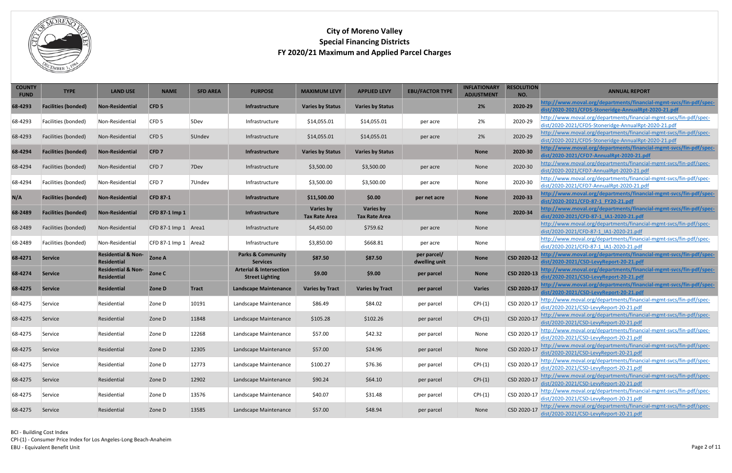# City of Moreno Valley
## Special Financing Districts
## FY 2020/21 Maximum and Applied Parcel Charges

| COUNTY FUND | TYPE | LAND USE | NAME | SFD AREA | PURPOSE | MAXIMUM LEVY | APPLIED LEVY | EBU/FACTOR TYPE | INFLATIONARY ADJUSTMENT | RESOLUTION NO. | ANNUAL REPORT |
|---|---|---|---|---|---|---|---|---|---|---|---|
| **68-4293** | **Facilities (bonded)** | **Non-Residential** | **CFD 5** | | **Infrastructure** | **Varies by Status** | **Varies by Status** | | **2%** | **2020-29** | **http://www.moval.org/departments/financial-mgmt-svcs/fin-pdf/spec-dist/2020-2021/CFD5-Stoneridge-AnnualRpt-2020-21.pdf** |
| 68-4293 | Facilities (bonded) | Non-Residential | CFD 5 | 5Dev | Infrastructure | $14,055.01 | $14,055.01 | per acre | 2% | 2020-29 | http://www.moval.org/departments/financial-mgmt-svcs/fin-pdf/spec-dist/2020-2021/CFD5-Stoneridge-AnnualRpt-2020-21.pdf |
| 68-4293 | Facilities (bonded) | Non-Residential | CFD 5 | 5Undev | Infrastructure | $14,055.01 | $14,055.01 | per acre | 2% | 2020-29 | http://www.moval.org/departments/financial-mgmt-svcs/fin-pdf/spec-dist/2020-2021/CFD5-Stoneridge-AnnualRpt-2020-21.pdf |
| **68-4294** | **Facilities (bonded)** | **Non-Residential** | **CFD 7** | | **Infrastructure** | **Varies by Status** | **Varies by Status** | | **None** | **2020-30** | **http://www.moval.org/departments/financial-mgmt-svcs/fin-pdf/spec-dist/2020-2021/CFD7-AnnualRpt-2020-21.pdf** |
| 68-4294 | Facilities (bonded) | Non-Residential | CFD 7 | 7Dev | Infrastructure | $3,500.00 | $3,500.00 | per acre | None | 2020-30 | http://www.moval.org/departments/financial-mgmt-svcs/fin-pdf/spec-dist/2020-2021/CFD7-AnnualRpt-2020-21.pdf |
| 68-4294 | Facilities (bonded) | Non-Residential | CFD 7 | 7Undev | Infrastructure | $3,500.00 | $3,500.00 | per acre | None | 2020-30 | http://www.moval.org/departments/financial-mgmt-svcs/fin-pdf/spec-dist/2020-2021/CFD7-AnnualRpt-2020-21.pdf |
| **N/A** | **Facilities (bonded)** | **Non-Residential** | **CFD 87-1** | | **Infrastructure** | **$11,500.00** | **$0.00** | **per net acre** | **None** | **2020-33** | **http://www.moval.org/departments/financial-mgmt-svcs/fin-pdf/spec-dist/2020-2021/CFD-87-1_FY20-21.pdf** |
| **68-2489** | **Facilities (bonded)** | **Non-Residential** | **CFD 87-1 Imp 1** | | **Infrastructure** | **Varies by Tax Rate Area** | **Varies by Tax Rate Area** | | **None** | **2020-34** | **http://www.moval.org/departments/financial-mgmt-svcs/fin-pdf/spec-dist/2020-2021/CFD-87-1_IA1-2020-21.pdf** |
| 68-2489 | Facilities (bonded) | Non-Residential | CFD 87-1 Imp 1 | Area1 | Infrastructure | $4,450.00 | $759.62 | per acre | None | | http://www.moval.org/departments/financial-mgmt-svcs/fin-pdf/spec-dist/2020-2021/CFD-87-1_IA1-2020-21.pdf |
| 68-2489 | Facilities (bonded) | Non-Residential | CFD 87-1 Imp 1 | Area2 | Infrastructure | $3,850.00 | $668.81 | per acre | None | | http://www.moval.org/departments/financial-mgmt-svcs/fin-pdf/spec-dist/2020-2021/CFD-87-1_IA1-2020-21.pdf |
| **68-4271** | **Service** | **Residential & Non-Residential** | **Zone A** | | **Parks & Community Services** | **$87.50** | **$87.50** | **per parcel/ dwelling unit** | **None** | **CSD 2020-12** | **http://www.moval.org/departments/financial-mgmt-svcs/fin-pdf/spec-dist/2020-2021/CSD-LevyReport-20-21.pdf** |
| **68-4274** | **Service** | **Residential & Non-Residential** | **Zone C** | | **Arterial & Intersection Street Lighting** | **$9.00** | **$9.00** | **per parcel** | **None** | **CSD 2020-13** | **http://www.moval.org/departments/financial-mgmt-svcs/fin-pdf/spec-dist/2020-2021/CSD-LevyReport-20-21.pdf** |
| **68-4275** | **Service** | **Residential** | **Zone D** | **Tract** | **Landscape Maintenance** | **Varies by Tract** | **Varies by Tract** | **per parcel** | **Varies** | **CSD 2020-17** | **http://www.moval.org/departments/financial-mgmt-svcs/fin-pdf/spec-dist/2020-2021/CSD-LevyReport-20-21.pdf** |
| 68-4275 | Service | Residential | Zone D | 10191 | Landscape Maintenance | $86.49 | $84.02 | per parcel | CPI-(1) | CSD 2020-17 | http://www.moval.org/departments/financial-mgmt-svcs/fin-pdf/spec-dist/2020-2021/CSD-LevyReport-20-21.pdf |
| 68-4275 | Service | Residential | Zone D | 11848 | Landscape Maintenance | $105.28 | $102.26 | per parcel | CPI-(1) | CSD 2020-17 | http://www.moval.org/departments/financial-mgmt-svcs/fin-pdf/spec-dist/2020-2021/CSD-LevyReport-20-21.pdf |
| 68-4275 | Service | Residential | Zone D | 12268 | Landscape Maintenance | $57.00 | $42.32 | per parcel | None | CSD 2020-17 | http://www.moval.org/departments/financial-mgmt-svcs/fin-pdf/spec-dist/2020-2021/CSD-LevyReport-20-21.pdf |
| 68-4275 | Service | Residential | Zone D | 12305 | Landscape Maintenance | $57.00 | $24.96 | per parcel | None | CSD 2020-17 | http://www.moval.org/departments/financial-mgmt-svcs/fin-pdf/spec-dist/2020-2021/CSD-LevyReport-20-21.pdf |
| 68-4275 | Service | Residential | Zone D | 12773 | Landscape Maintenance | $100.27 | $76.36 | per parcel | CPI-(1) | CSD 2020-17 | http://www.moval.org/departments/financial-mgmt-svcs/fin-pdf/spec-dist/2020-2021/CSD-LevyReport-20-21.pdf |
| 68-4275 | Service | Residential | Zone D | 12902 | Landscape Maintenance | $90.24 | $64.10 | per parcel | CPI-(1) | CSD 2020-17 | http://www.moval.org/departments/financial-mgmt-svcs/fin-pdf/spec-dist/2020-2021/CSD-LevyReport-20-21.pdf |
| 68-4275 | Service | Residential | Zone D | 13576 | Landscape Maintenance | $40.07 | $31.48 | per parcel | CPI-(1) | CSD 2020-17 | http://www.moval.org/departments/financial-mgmt-svcs/fin-pdf/spec-dist/2020-2021/CSD-LevyReport-20-21.pdf |
| 68-4275 | Service | Residential | Zone D | 13585 | Landscape Maintenance | $57.00 | $48.94 | per parcel | None | CSD 2020-17 | http://www.moval.org/departments/financial-mgmt-svcs/fin-pdf/spec-dist/2020-2021/CSD-LevyReport-20-21.pdf |

BCI - Building Cost Index
CPI-(1) - Consumer Price Index for Los Angeles-Long Beach-Anaheim
EBU - Equivalent Benefit Unit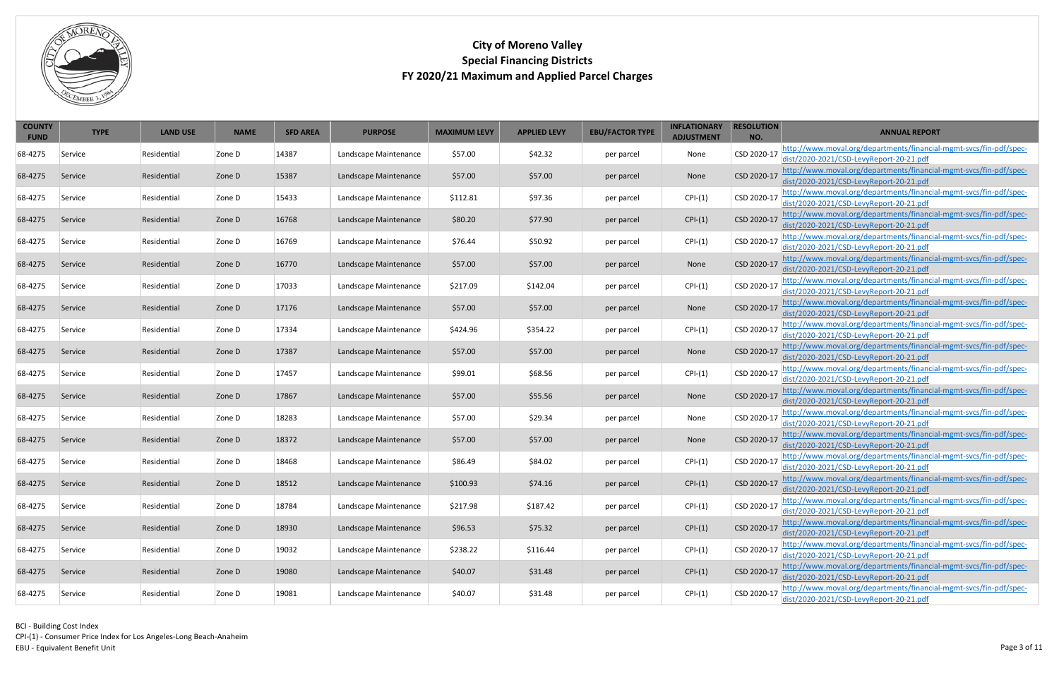# City of Moreno Valley
## Special Financing Districts
## FY 2020/21 Maximum and Applied Parcel Charges

| COUNTY FUND | TYPE | LAND USE | NAME | SFD AREA | PURPOSE | MAXIMUM LEVY | APPLIED LEVY | EBU/FACTOR TYPE | INFLATIONARY ADJUSTMENT | RESOLUTION NO. | ANNUAL REPORT |
|---|---|---|---|---|---|---|---|---|---|---|---|
| 68-4275 | Service | Residential | Zone D | 14387 | Landscape Maintenance | $57.00 | $42.32 | per parcel | None | CSD 2020-17 | http://www.moval.org/departments/financial-mgmt-svcs/fin-pdf/spec-dist/2020-2021/CSD-LevyReport-20-21.pdf |
| 68-4275 | Service | Residential | Zone D | 15387 | Landscape Maintenance | $57.00 | $57.00 | per parcel | None | CSD 2020-17 | http://www.moval.org/departments/financial-mgmt-svcs/fin-pdf/spec-dist/2020-2021/CSD-LevyReport-20-21.pdf |
| 68-4275 | Service | Residential | Zone D | 15433 | Landscape Maintenance | $112.81 | $97.36 | per parcel | CPI-(1) | CSD 2020-17 | http://www.moval.org/departments/financial-mgmt-svcs/fin-pdf/spec-dist/2020-2021/CSD-LevyReport-20-21.pdf |
| 68-4275 | Service | Residential | Zone D | 16768 | Landscape Maintenance | $80.20 | $77.90 | per parcel | CPI-(1) | CSD 2020-17 | http://www.moval.org/departments/financial-mgmt-svcs/fin-pdf/spec-dist/2020-2021/CSD-LevyReport-20-21.pdf |
| 68-4275 | Service | Residential | Zone D | 16769 | Landscape Maintenance | $76.44 | $50.92 | per parcel | CPI-(1) | CSD 2020-17 | http://www.moval.org/departments/financial-mgmt-svcs/fin-pdf/spec-dist/2020-2021/CSD-LevyReport-20-21.pdf |
| 68-4275 | Service | Residential | Zone D | 16770 | Landscape Maintenance | $57.00 | $57.00 | per parcel | None | CSD 2020-17 | http://www.moval.org/departments/financial-mgmt-svcs/fin-pdf/spec-dist/2020-2021/CSD-LevyReport-20-21.pdf |
| 68-4275 | Service | Residential | Zone D | 17033 | Landscape Maintenance | $217.09 | $142.04 | per parcel | CPI-(1) | CSD 2020-17 | http://www.moval.org/departments/financial-mgmt-svcs/fin-pdf/spec-dist/2020-2021/CSD-LevyReport-20-21.pdf |
| 68-4275 | Service | Residential | Zone D | 17176 | Landscape Maintenance | $57.00 | $57.00 | per parcel | None | CSD 2020-17 | http://www.moval.org/departments/financial-mgmt-svcs/fin-pdf/spec-dist/2020-2021/CSD-LevyReport-20-21.pdf |
| 68-4275 | Service | Residential | Zone D | 17334 | Landscape Maintenance | $424.96 | $354.22 | per parcel | CPI-(1) | CSD 2020-17 | http://www.moval.org/departments/financial-mgmt-svcs/fin-pdf/spec-dist/2020-2021/CSD-LevyReport-20-21.pdf |
| 68-4275 | Service | Residential | Zone D | 17387 | Landscape Maintenance | $57.00 | $57.00 | per parcel | None | CSD 2020-17 | http://www.moval.org/departments/financial-mgmt-svcs/fin-pdf/spec-dist/2020-2021/CSD-LevyReport-20-21.pdf |
| 68-4275 | Service | Residential | Zone D | 17457 | Landscape Maintenance | $99.01 | $68.56 | per parcel | CPI-(1) | CSD 2020-17 | http://www.moval.org/departments/financial-mgmt-svcs/fin-pdf/spec-dist/2020-2021/CSD-LevyReport-20-21.pdf |
| 68-4275 | Service | Residential | Zone D | 17867 | Landscape Maintenance | $57.00 | $55.56 | per parcel | None | CSD 2020-17 | http://www.moval.org/departments/financial-mgmt-svcs/fin-pdf/spec-dist/2020-2021/CSD-LevyReport-20-21.pdf |
| 68-4275 | Service | Residential | Zone D | 18283 | Landscape Maintenance | $57.00 | $29.34 | per parcel | None | CSD 2020-17 | http://www.moval.org/departments/financial-mgmt-svcs/fin-pdf/spec-dist/2020-2021/CSD-LevyReport-20-21.pdf |
| 68-4275 | Service | Residential | Zone D | 18372 | Landscape Maintenance | $57.00 | $57.00 | per parcel | None | CSD 2020-17 | http://www.moval.org/departments/financial-mgmt-svcs/fin-pdf/spec-dist/2020-2021/CSD-LevyReport-20-21.pdf |
| 68-4275 | Service | Residential | Zone D | 18468 | Landscape Maintenance | $86.49 | $84.02 | per parcel | CPI-(1) | CSD 2020-17 | http://www.moval.org/departments/financial-mgmt-svcs/fin-pdf/spec-dist/2020-2021/CSD-LevyReport-20-21.pdf |
| 68-4275 | Service | Residential | Zone D | 18512 | Landscape Maintenance | $100.93 | $74.16 | per parcel | CPI-(1) | CSD 2020-17 | http://www.moval.org/departments/financial-mgmt-svcs/fin-pdf/spec-dist/2020-2021/CSD-LevyReport-20-21.pdf |
| 68-4275 | Service | Residential | Zone D | 18784 | Landscape Maintenance | $217.98 | $187.42 | per parcel | CPI-(1) | CSD 2020-17 | http://www.moval.org/departments/financial-mgmt-svcs/fin-pdf/spec-dist/2020-2021/CSD-LevyReport-20-21.pdf |
| 68-4275 | Service | Residential | Zone D | 18930 | Landscape Maintenance | $96.53 | $75.32 | per parcel | CPI-(1) | CSD 2020-17 | http://www.moval.org/departments/financial-mgmt-svcs/fin-pdf/spec-dist/2020-2021/CSD-LevyReport-20-21.pdf |
| 68-4275 | Service | Residential | Zone D | 19032 | Landscape Maintenance | $238.22 | $116.44 | per parcel | CPI-(1) | CSD 2020-17 | http://www.moval.org/departments/financial-mgmt-svcs/fin-pdf/spec-dist/2020-2021/CSD-LevyReport-20-21.pdf |
| 68-4275 | Service | Residential | Zone D | 19080 | Landscape Maintenance | $40.07 | $31.48 | per parcel | CPI-(1) | CSD 2020-17 | http://www.moval.org/departments/financial-mgmt-svcs/fin-pdf/spec-dist/2020-2021/CSD-LevyReport-20-21.pdf |
| 68-4275 | Service | Residential | Zone D | 19081 | Landscape Maintenance | $40.07 | $31.48 | per parcel | CPI-(1) | CSD 2020-17 | http://www.moval.org/departments/financial-mgmt-svcs/fin-pdf/spec-dist/2020-2021/CSD-LevyReport-20-21.pdf |

BCI - Building Cost Index
CPI-(1) - Consumer Price Index for Los Angeles-Long Beach-Anaheim
EBU - Equivalent Benefit Unit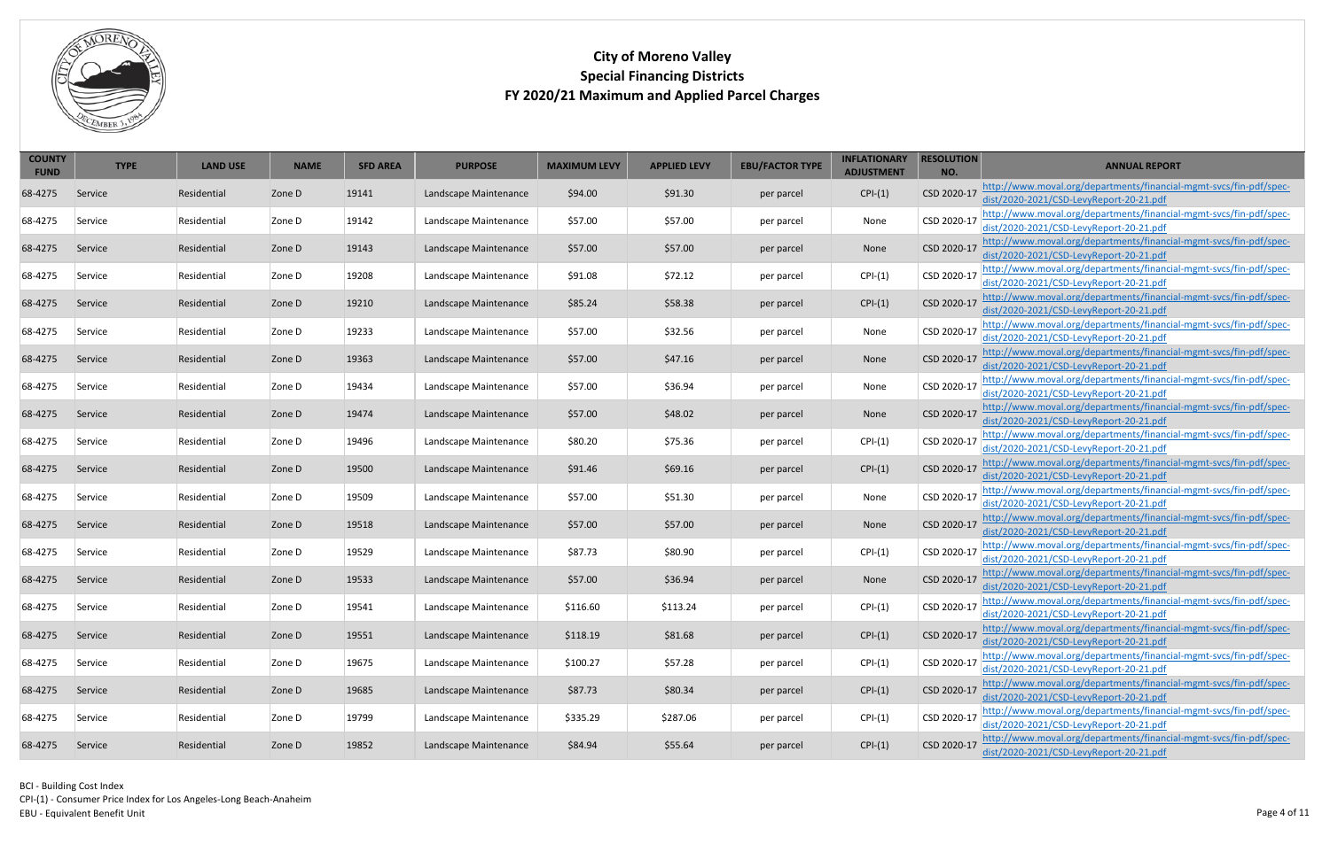# City of Moreno Valley
## Special Financing Districts
## FY 2020/21 Maximum and Applied Parcel Charges

| COUNTY FUND | TYPE | LAND USE | NAME | SFD AREA | PURPOSE | MAXIMUM LEVY | APPLIED LEVY | EBU/FACTOR TYPE | INFLATIONARY ADJUSTMENT | RESOLUTION NO. | ANNUAL REPORT |
|---|---|---|---|---|---|---|---|---|---|---|---|
| 68-4275 | Service | Residential | Zone D | 19141 | Landscape Maintenance | $94.00 | $91.30 | per parcel | CPI-(1) | CSD 2020-17 | http://www.moval.org/departments/financial-mgmt-svcs/fin-pdf/spec-dist/2020-2021/CSD-LevyReport-20-21.pdf |
| 68-4275 | Service | Residential | Zone D | 19142 | Landscape Maintenance | $57.00 | $57.00 | per parcel | None | CSD 2020-17 | http://www.moval.org/departments/financial-mgmt-svcs/fin-pdf/spec-dist/2020-2021/CSD-LevyReport-20-21.pdf |
| 68-4275 | Service | Residential | Zone D | 19143 | Landscape Maintenance | $57.00 | $57.00 | per parcel | None | CSD 2020-17 | http://www.moval.org/departments/financial-mgmt-svcs/fin-pdf/spec-dist/2020-2021/CSD-LevyReport-20-21.pdf |
| 68-4275 | Service | Residential | Zone D | 19208 | Landscape Maintenance | $91.08 | $72.12 | per parcel | CPI-(1) | CSD 2020-17 | http://www.moval.org/departments/financial-mgmt-svcs/fin-pdf/spec-dist/2020-2021/CSD-LevyReport-20-21.pdf |
| 68-4275 | Service | Residential | Zone D | 19210 | Landscape Maintenance | $85.24 | $58.38 | per parcel | CPI-(1) | CSD 2020-17 | http://www.moval.org/departments/financial-mgmt-svcs/fin-pdf/spec-dist/2020-2021/CSD-LevyReport-20-21.pdf |
| 68-4275 | Service | Residential | Zone D | 19233 | Landscape Maintenance | $57.00 | $32.56 | per parcel | None | CSD 2020-17 | http://www.moval.org/departments/financial-mgmt-svcs/fin-pdf/spec-dist/2020-2021/CSD-LevyReport-20-21.pdf |
| 68-4275 | Service | Residential | Zone D | 19363 | Landscape Maintenance | $57.00 | $47.16 | per parcel | None | CSD 2020-17 | http://www.moval.org/departments/financial-mgmt-svcs/fin-pdf/spec-dist/2020-2021/CSD-LevyReport-20-21.pdf |
| 68-4275 | Service | Residential | Zone D | 19434 | Landscape Maintenance | $57.00 | $36.94 | per parcel | None | CSD 2020-17 | http://www.moval.org/departments/financial-mgmt-svcs/fin-pdf/spec-dist/2020-2021/CSD-LevyReport-20-21.pdf |
| 68-4275 | Service | Residential | Zone D | 19474 | Landscape Maintenance | $57.00 | $48.02 | per parcel | None | CSD 2020-17 | http://www.moval.org/departments/financial-mgmt-svcs/fin-pdf/spec-dist/2020-2021/CSD-LevyReport-20-21.pdf |
| 68-4275 | Service | Residential | Zone D | 19496 | Landscape Maintenance | $80.20 | $75.36 | per parcel | CPI-(1) | CSD 2020-17 | http://www.moval.org/departments/financial-mgmt-svcs/fin-pdf/spec-dist/2020-2021/CSD-LevyReport-20-21.pdf |
| 68-4275 | Service | Residential | Zone D | 19500 | Landscape Maintenance | $91.46 | $69.16 | per parcel | CPI-(1) | CSD 2020-17 | http://www.moval.org/departments/financial-mgmt-svcs/fin-pdf/spec-dist/2020-2021/CSD-LevyReport-20-21.pdf |
| 68-4275 | Service | Residential | Zone D | 19509 | Landscape Maintenance | $57.00 | $51.30 | per parcel | None | CSD 2020-17 | http://www.moval.org/departments/financial-mgmt-svcs/fin-pdf/spec-dist/2020-2021/CSD-LevyReport-20-21.pdf |
| 68-4275 | Service | Residential | Zone D | 19518 | Landscape Maintenance | $57.00 | $57.00 | per parcel | None | CSD 2020-17 | http://www.moval.org/departments/financial-mgmt-svcs/fin-pdf/spec-dist/2020-2021/CSD-LevyReport-20-21.pdf |
| 68-4275 | Service | Residential | Zone D | 19529 | Landscape Maintenance | $87.73 | $80.90 | per parcel | CPI-(1) | CSD 2020-17 | http://www.moval.org/departments/financial-mgmt-svcs/fin-pdf/spec-dist/2020-2021/CSD-LevyReport-20-21.pdf |
| 68-4275 | Service | Residential | Zone D | 19533 | Landscape Maintenance | $57.00 | $36.94 | per parcel | None | CSD 2020-17 | http://www.moval.org/departments/financial-mgmt-svcs/fin-pdf/spec-dist/2020-2021/CSD-LevyReport-20-21.pdf |
| 68-4275 | Service | Residential | Zone D | 19541 | Landscape Maintenance | $116.60 | $113.24 | per parcel | CPI-(1) | CSD 2020-17 | http://www.moval.org/departments/financial-mgmt-svcs/fin-pdf/spec-dist/2020-2021/CSD-LevyReport-20-21.pdf |
| 68-4275 | Service | Residential | Zone D | 19551 | Landscape Maintenance | $118.19 | $81.68 | per parcel | CPI-(1) | CSD 2020-17 | http://www.moval.org/departments/financial-mgmt-svcs/fin-pdf/spec-dist/2020-2021/CSD-LevyReport-20-21.pdf |
| 68-4275 | Service | Residential | Zone D | 19675 | Landscape Maintenance | $100.27 | $57.28 | per parcel | CPI-(1) | CSD 2020-17 | http://www.moval.org/departments/financial-mgmt-svcs/fin-pdf/spec-dist/2020-2021/CSD-LevyReport-20-21.pdf |
| 68-4275 | Service | Residential | Zone D | 19685 | Landscape Maintenance | $87.73 | $80.34 | per parcel | CPI-(1) | CSD 2020-17 | http://www.moval.org/departments/financial-mgmt-svcs/fin-pdf/spec-dist/2020-2021/CSD-LevyReport-20-21.pdf |
| 68-4275 | Service | Residential | Zone D | 19799 | Landscape Maintenance | $335.29 | $287.06 | per parcel | CPI-(1) | CSD 2020-17 | http://www.moval.org/departments/financial-mgmt-svcs/fin-pdf/spec-dist/2020-2021/CSD-LevyReport-20-21.pdf |
| 68-4275 | Service | Residential | Zone D | 19852 | Landscape Maintenance | $84.94 | $55.64 | per parcel | CPI-(1) | CSD 2020-17 | http://www.moval.org/departments/financial-mgmt-svcs/fin-pdf/spec-dist/2020-2021/CSD-LevyReport-20-21.pdf |

BCI - Building Cost Index
CPI-(1) - Consumer Price Index for Los Angeles-Long Beach-Anaheim
EBU - Equivalent Benefit Unit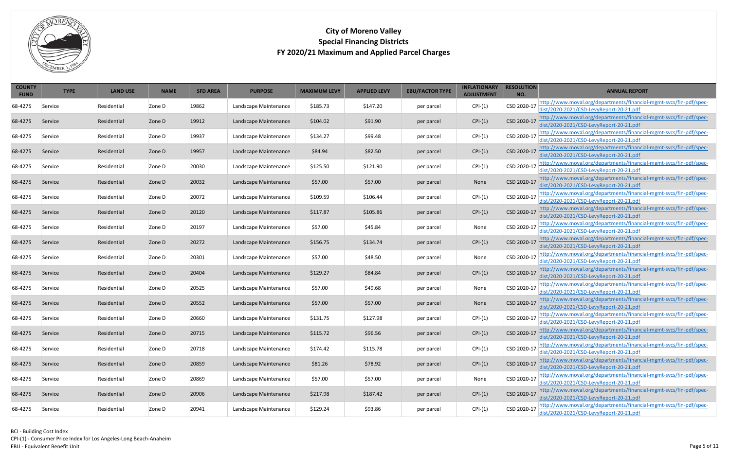# City of Moreno Valley
## Special Financing Districts
## FY 2020/21 Maximum and Applied Parcel Charges

| COUNTY FUND | TYPE | LAND USE | NAME | SFD AREA | PURPOSE | MAXIMUM LEVY | APPLIED LEVY | EBU/FACTOR TYPE | INFLATIONARY ADJUSTMENT | RESOLUTION NO. | ANNUAL REPORT |
|---|---|---|---|---|---|---|---|---|---|---|---|
| 68-4275 | Service | Residential | Zone D | 19862 | Landscape Maintenance | $185.73 | $147.20 | per parcel | CPI-(1) | CSD 2020-17 | http://www.moval.org/departments/financial-mgmt-svcs/fin-pdf/spec-dist/2020-2021/CSD-LevyReport-20-21.pdf |
| 68-4275 | Service | Residential | Zone D | 19912 | Landscape Maintenance | $104.02 | $91.90 | per parcel | CPI-(1) | CSD 2020-17 | http://www.moval.org/departments/financial-mgmt-svcs/fin-pdf/spec-dist/2020-2021/CSD-LevyReport-20-21.pdf |
| 68-4275 | Service | Residential | Zone D | 19937 | Landscape Maintenance | $134.27 | $99.48 | per parcel | CPI-(1) | CSD 2020-17 | http://www.moval.org/departments/financial-mgmt-svcs/fin-pdf/spec-dist/2020-2021/CSD-LevyReport-20-21.pdf |
| 68-4275 | Service | Residential | Zone D | 19957 | Landscape Maintenance | $84.94 | $82.50 | per parcel | CPI-(1) | CSD 2020-17 | http://www.moval.org/departments/financial-mgmt-svcs/fin-pdf/spec-dist/2020-2021/CSD-LevyReport-20-21.pdf |
| 68-4275 | Service | Residential | Zone D | 20030 | Landscape Maintenance | $125.50 | $121.90 | per parcel | CPI-(1) | CSD 2020-17 | http://www.moval.org/departments/financial-mgmt-svcs/fin-pdf/spec-dist/2020-2021/CSD-LevyReport-20-21.pdf |
| 68-4275 | Service | Residential | Zone D | 20032 | Landscape Maintenance | $57.00 | $57.00 | per parcel | None | CSD 2020-17 | http://www.moval.org/departments/financial-mgmt-svcs/fin-pdf/spec-dist/2020-2021/CSD-LevyReport-20-21.pdf |
| 68-4275 | Service | Residential | Zone D | 20072 | Landscape Maintenance | $109.59 | $106.44 | per parcel | CPI-(1) | CSD 2020-17 | http://www.moval.org/departments/financial-mgmt-svcs/fin-pdf/spec-dist/2020-2021/CSD-LevyReport-20-21.pdf |
| 68-4275 | Service | Residential | Zone D | 20120 | Landscape Maintenance | $117.87 | $105.86 | per parcel | CPI-(1) | CSD 2020-17 | http://www.moval.org/departments/financial-mgmt-svcs/fin-pdf/spec-dist/2020-2021/CSD-LevyReport-20-21.pdf |
| 68-4275 | Service | Residential | Zone D | 20197 | Landscape Maintenance | $57.00 | $45.84 | per parcel | None | CSD 2020-17 | http://www.moval.org/departments/financial-mgmt-svcs/fin-pdf/spec-dist/2020-2021/CSD-LevyReport-20-21.pdf |
| 68-4275 | Service | Residential | Zone D | 20272 | Landscape Maintenance | $156.75 | $134.74 | per parcel | CPI-(1) | CSD 2020-17 | http://www.moval.org/departments/financial-mgmt-svcs/fin-pdf/spec-dist/2020-2021/CSD-LevyReport-20-21.pdf |
| 68-4275 | Service | Residential | Zone D | 20301 | Landscape Maintenance | $57.00 | $48.50 | per parcel | None | CSD 2020-17 | http://www.moval.org/departments/financial-mgmt-svcs/fin-pdf/spec-dist/2020-2021/CSD-LevyReport-20-21.pdf |
| 68-4275 | Service | Residential | Zone D | 20404 | Landscape Maintenance | $129.27 | $84.84 | per parcel | CPI-(1) | CSD 2020-17 | http://www.moval.org/departments/financial-mgmt-svcs/fin-pdf/spec-dist/2020-2021/CSD-LevyReport-20-21.pdf |
| 68-4275 | Service | Residential | Zone D | 20525 | Landscape Maintenance | $57.00 | $49.68 | per parcel | None | CSD 2020-17 | http://www.moval.org/departments/financial-mgmt-svcs/fin-pdf/spec-dist/2020-2021/CSD-LevyReport-20-21.pdf |
| 68-4275 | Service | Residential | Zone D | 20552 | Landscape Maintenance | $57.00 | $57.00 | per parcel | None | CSD 2020-17 | http://www.moval.org/departments/financial-mgmt-svcs/fin-pdf/spec-dist/2020-2021/CSD-LevyReport-20-21.pdf |
| 68-4275 | Service | Residential | Zone D | 20660 | Landscape Maintenance | $131.75 | $127.98 | per parcel | CPI-(1) | CSD 2020-17 | http://www.moval.org/departments/financial-mgmt-svcs/fin-pdf/spec-dist/2020-2021/CSD-LevyReport-20-21.pdf |
| 68-4275 | Service | Residential | Zone D | 20715 | Landscape Maintenance | $115.72 | $96.56 | per parcel | CPI-(1) | CSD 2020-17 | http://www.moval.org/departments/financial-mgmt-svcs/fin-pdf/spec-dist/2020-2021/CSD-LevyReport-20-21.pdf |
| 68-4275 | Service | Residential | Zone D | 20718 | Landscape Maintenance | $174.42 | $115.78 | per parcel | CPI-(1) | CSD 2020-17 | http://www.moval.org/departments/financial-mgmt-svcs/fin-pdf/spec-dist/2020-2021/CSD-LevyReport-20-21.pdf |
| 68-4275 | Service | Residential | Zone D | 20859 | Landscape Maintenance | $81.26 | $78.92 | per parcel | CPI-(1) | CSD 2020-17 | http://www.moval.org/departments/financial-mgmt-svcs/fin-pdf/spec-dist/2020-2021/CSD-LevyReport-20-21.pdf |
| 68-4275 | Service | Residential | Zone D | 20869 | Landscape Maintenance | $57.00 | $57.00 | per parcel | None | CSD 2020-17 | http://www.moval.org/departments/financial-mgmt-svcs/fin-pdf/spec-dist/2020-2021/CSD-LevyReport-20-21.pdf |
| 68-4275 | Service | Residential | Zone D | 20906 | Landscape Maintenance | $217.98 | $187.42 | per parcel | CPI-(1) | CSD 2020-17 | http://www.moval.org/departments/financial-mgmt-svcs/fin-pdf/spec-dist/2020-2021/CSD-LevyReport-20-21.pdf |
| 68-4275 | Service | Residential | Zone D | 20941 | Landscape Maintenance | $129.24 | $93.86 | per parcel | CPI-(1) | CSD 2020-17 | http://www.moval.org/departments/financial-mgmt-svcs/fin-pdf/spec-dist/2020-2021/CSD-LevyReport-20-21.pdf |

BCI - Building Cost Index
CPI-(1) - Consumer Price Index for Los Angeles-Long Beach-Anaheim
EBU - Equivalent Benefit Unit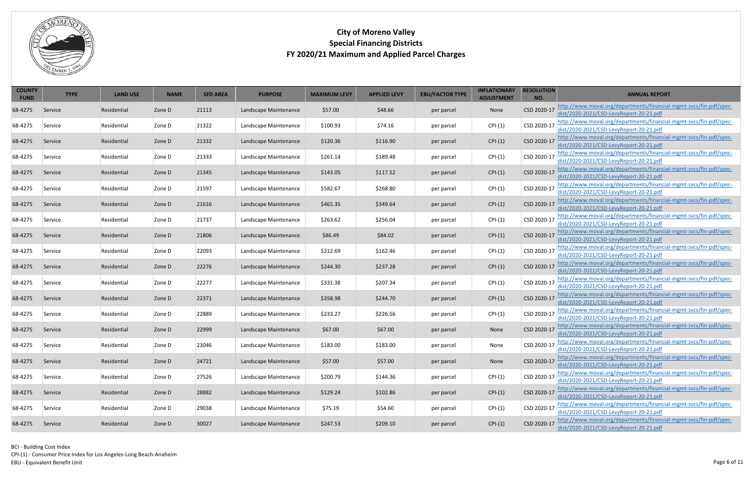# City of Moreno Valley
## Special Financing Districts
## FY 2020/21 Maximum and Applied Parcel Charges

| COUNTY FUND | TYPE | LAND USE | NAME | SFD AREA | PURPOSE | MAXIMUM LEVY | APPLIED LEVY | EBU/FACTOR TYPE | INFLATIONARY ADJUSTMENT | RESOLUTION NO. | ANNUAL REPORT |
|---|---|---|---|---|---|---|---|---|---|---|---|
| 68-4275 | Service | Residential | Zone D | 21113 | Landscape Maintenance | $57.00 | $48.66 | per parcel | None | CSD 2020-17 | http://www.moval.org/departments/financial-mgmt-svcs/fin-pdf/spec-dist/2020-2021/CSD-LevyReport-20-21.pdf |
| 68-4275 | Service | Residential | Zone D | 21322 | Landscape Maintenance | $100.93 | $74.16 | per parcel | CPI-(1) | CSD 2020-17 | http://www.moval.org/departments/financial-mgmt-svcs/fin-pdf/spec-dist/2020-2021/CSD-LevyReport-20-21.pdf |
| 68-4275 | Service | Residential | Zone D | 21332 | Landscape Maintenance | $120.36 | $116.90 | per parcel | CPI-(1) | CSD 2020-17 | http://www.moval.org/departments/financial-mgmt-svcs/fin-pdf/spec-dist/2020-2021/CSD-LevyReport-20-21.pdf |
| 68-4275 | Service | Residential | Zone D | 21333 | Landscape Maintenance | $261.14 | $189.48 | per parcel | CPI-(1) | CSD 2020-17 | http://www.moval.org/departments/financial-mgmt-svcs/fin-pdf/spec-dist/2020-2021/CSD-LevyReport-20-21.pdf |
| 68-4275 | Service | Residential | Zone D | 21345 | Landscape Maintenance | $143.05 | $117.52 | per parcel | CPI-(1) | CSD 2020-17 | http://www.moval.org/departments/financial-mgmt-svcs/fin-pdf/spec-dist/2020-2021/CSD-LevyReport-20-21.pdf |
| 68-4275 | Service | Residential | Zone D | 21597 | Landscape Maintenance | $582.67 | $268.80 | per parcel | CPI-(1) | CSD 2020-17 | http://www.moval.org/departments/financial-mgmt-svcs/fin-pdf/spec-dist/2020-2021/CSD-LevyReport-20-21.pdf |
| 68-4275 | Service | Residential | Zone D | 21616 | Landscape Maintenance | $465.35 | $349.64 | per parcel | CPI-(1) | CSD 2020-17 | http://www.moval.org/departments/financial-mgmt-svcs/fin-pdf/spec-dist/2020-2021/CSD-LevyReport-20-21.pdf |
| 68-4275 | Service | Residential | Zone D | 21737 | Landscape Maintenance | $263.62 | $256.04 | per parcel | CPI-(1) | CSD 2020-17 | http://www.moval.org/departments/financial-mgmt-svcs/fin-pdf/spec-dist/2020-2021/CSD-LevyReport-20-21.pdf |
| 68-4275 | Service | Residential | Zone D | 21806 | Landscape Maintenance | $86.49 | $84.02 | per parcel | CPI-(1) | CSD 2020-17 | http://www.moval.org/departments/financial-mgmt-svcs/fin-pdf/spec-dist/2020-2021/CSD-LevyReport-20-21.pdf |
| 68-4275 | Service | Residential | Zone D | 22093 | Landscape Maintenance | $212.69 | $162.46 | per parcel | CPI-(1) | CSD 2020-17 | http://www.moval.org/departments/financial-mgmt-svcs/fin-pdf/spec-dist/2020-2021/CSD-LevyReport-20-21.pdf |
| 68-4275 | Service | Residential | Zone D | 22276 | Landscape Maintenance | $244.30 | $237.28 | per parcel | CPI-(1) | CSD 2020-17 | http://www.moval.org/departments/financial-mgmt-svcs/fin-pdf/spec-dist/2020-2021/CSD-LevyReport-20-21.pdf |
| 68-4275 | Service | Residential | Zone D | 22277 | Landscape Maintenance | $331.38 | $207.34 | per parcel | CPI-(1) | CSD 2020-17 | http://www.moval.org/departments/financial-mgmt-svcs/fin-pdf/spec-dist/2020-2021/CSD-LevyReport-20-21.pdf |
| 68-4275 | Service | Residential | Zone D | 22371 | Landscape Maintenance | $358.98 | $244.70 | per parcel | CPI-(1) | CSD 2020-17 | http://www.moval.org/departments/financial-mgmt-svcs/fin-pdf/spec-dist/2020-2021/CSD-LevyReport-20-21.pdf |
| 68-4275 | Service | Residential | Zone D | 22889 | Landscape Maintenance | $233.27 | $226.56 | per parcel | CPI-(1) | CSD 2020-17 | http://www.moval.org/departments/financial-mgmt-svcs/fin-pdf/spec-dist/2020-2021/CSD-LevyReport-20-21.pdf |
| 68-4275 | Service | Residential | Zone D | 22999 | Landscape Maintenance | $67.00 | $67.00 | per parcel | None | CSD 2020-17 | http://www.moval.org/departments/financial-mgmt-svcs/fin-pdf/spec-dist/2020-2021/CSD-LevyReport-20-21.pdf |
| 68-4275 | Service | Residential | Zone D | 23046 | Landscape Maintenance | $183.00 | $183.00 | per parcel | None | CSD 2020-17 | http://www.moval.org/departments/financial-mgmt-svcs/fin-pdf/spec-dist/2020-2021/CSD-LevyReport-20-21.pdf |
| 68-4275 | Service | Residential | Zone D | 24721 | Landscape Maintenance | $57.00 | $57.00 | per parcel | None | CSD 2020-17 | http://www.moval.org/departments/financial-mgmt-svcs/fin-pdf/spec-dist/2020-2021/CSD-LevyReport-20-21.pdf |
| 68-4275 | Service | Residential | Zone D | 27526 | Landscape Maintenance | $200.79 | $144.36 | per parcel | CPI-(1) | CSD 2020-17 | http://www.moval.org/departments/financial-mgmt-svcs/fin-pdf/spec-dist/2020-2021/CSD-LevyReport-20-21.pdf |
| 68-4275 | Service | Residential | Zone D | 28882 | Landscape Maintenance | $129.24 | $102.86 | per parcel | CPI-(1) | CSD 2020-17 | http://www.moval.org/departments/financial-mgmt-svcs/fin-pdf/spec-dist/2020-2021/CSD-LevyReport-20-21.pdf |
| 68-4275 | Service | Residential | Zone D | 29038 | Landscape Maintenance | $75.19 | $54.60 | per parcel | CPI-(1) | CSD 2020-17 | http://www.moval.org/departments/financial-mgmt-svcs/fin-pdf/spec-dist/2020-2021/CSD-LevyReport-20-21.pdf |
| 68-4275 | Service | Residential | Zone D | 30027 | Landscape Maintenance | $247.53 | $209.10 | per parcel | CPI-(1) | CSD 2020-17 | http://www.moval.org/departments/financial-mgmt-svcs/fin-pdf/spec-dist/2020-2021/CSD-LevyReport-20-21.pdf |

BCI - Building Cost Index
CPI-(1) - Consumer Price Index for Los Angeles-Long Beach-Anaheim
EBU - Equivalent Benefit Unit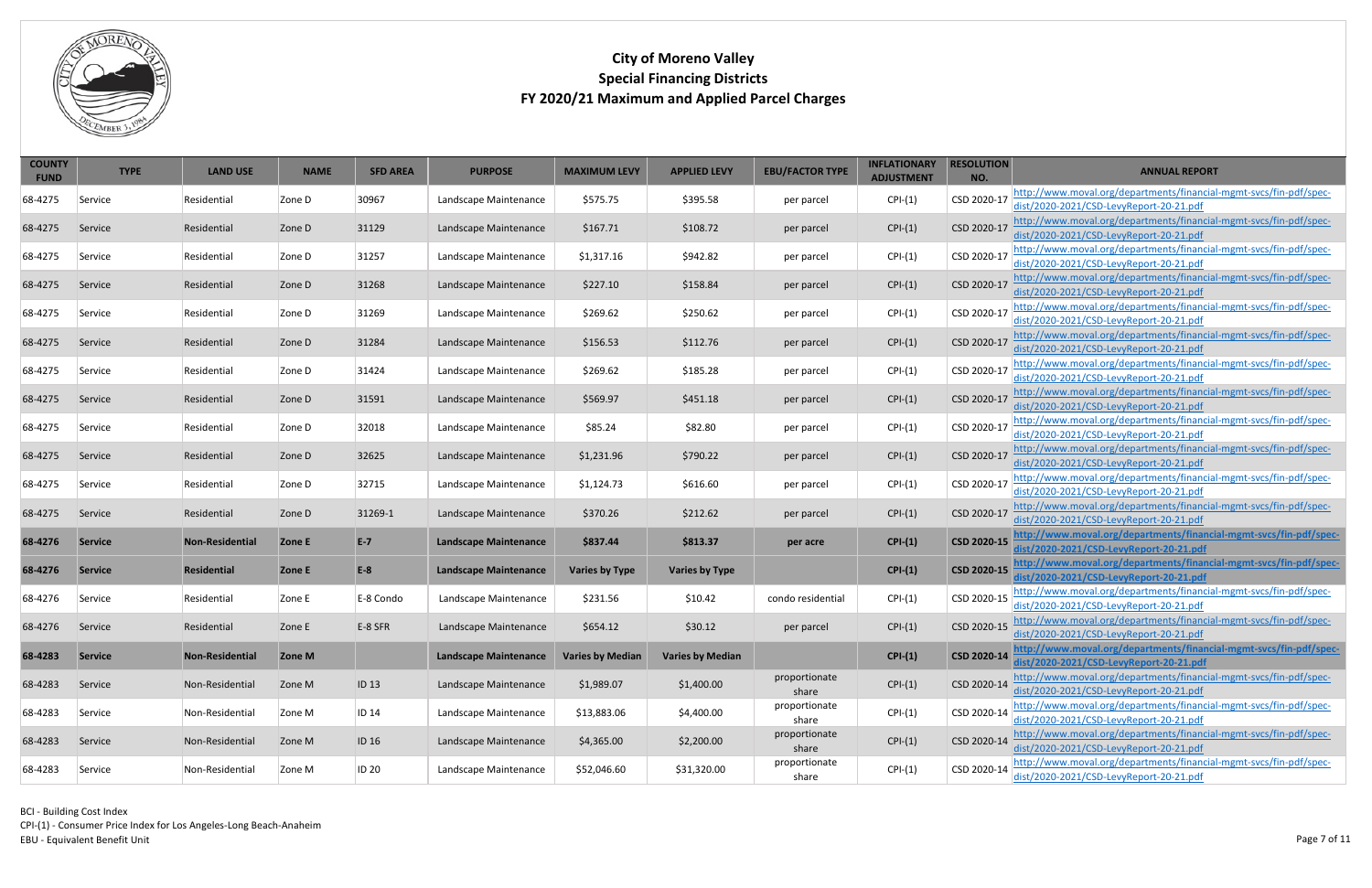# City of Moreno Valley
## Special Financing Districts
## FY 2020/21 Maximum and Applied Parcel Charges

| COUNTY FUND | TYPE | LAND USE | NAME | SFD AREA | PURPOSE | MAXIMUM LEVY | APPLIED LEVY | EBU/FACTOR TYPE | INFLATIONARY ADJUSTMENT | RESOLUTION NO. | ANNUAL REPORT |
|---|---|---|---|---|---|---|---|---|---|---|---|
| 68-4275 | Service | Residential | Zone D | 30967 | Landscape Maintenance | $575.75 | $395.58 | per parcel | CPI-(1) | CSD 2020-17 | http://www.moval.org/departments/financial-mgmt-svcs/fin-pdf/spec-dist/2020-2021/CSD-LevyReport-20-21.pdf |
| 68-4275 | Service | Residential | Zone D | 31129 | Landscape Maintenance | $167.71 | $108.72 | per parcel | CPI-(1) | CSD 2020-17 | http://www.moval.org/departments/financial-mgmt-svcs/fin-pdf/spec-dist/2020-2021/CSD-LevyReport-20-21.pdf |
| 68-4275 | Service | Residential | Zone D | 31257 | Landscape Maintenance | $1,317.16 | $942.82 | per parcel | CPI-(1) | CSD 2020-17 | http://www.moval.org/departments/financial-mgmt-svcs/fin-pdf/spec-dist/2020-2021/CSD-LevyReport-20-21.pdf |
| 68-4275 | Service | Residential | Zone D | 31268 | Landscape Maintenance | $227.10 | $158.84 | per parcel | CPI-(1) | CSD 2020-17 | http://www.moval.org/departments/financial-mgmt-svcs/fin-pdf/spec-dist/2020-2021/CSD-LevyReport-20-21.pdf |
| 68-4275 | Service | Residential | Zone D | 31269 | Landscape Maintenance | $269.62 | $250.62 | per parcel | CPI-(1) | CSD 2020-17 | http://www.moval.org/departments/financial-mgmt-svcs/fin-pdf/spec-dist/2020-2021/CSD-LevyReport-20-21.pdf |
| 68-4275 | Service | Residential | Zone D | 31284 | Landscape Maintenance | $156.53 | $112.76 | per parcel | CPI-(1) | CSD 2020-17 | http://www.moval.org/departments/financial-mgmt-svcs/fin-pdf/spec-dist/2020-2021/CSD-LevyReport-20-21.pdf |
| 68-4275 | Service | Residential | Zone D | 31424 | Landscape Maintenance | $269.62 | $185.28 | per parcel | CPI-(1) | CSD 2020-17 | http://www.moval.org/departments/financial-mgmt-svcs/fin-pdf/spec-dist/2020-2021/CSD-LevyReport-20-21.pdf |
| 68-4275 | Service | Residential | Zone D | 31591 | Landscape Maintenance | $569.97 | $451.18 | per parcel | CPI-(1) | CSD 2020-17 | http://www.moval.org/departments/financial-mgmt-svcs/fin-pdf/spec-dist/2020-2021/CSD-LevyReport-20-21.pdf |
| 68-4275 | Service | Residential | Zone D | 32018 | Landscape Maintenance | $85.24 | $82.80 | per parcel | CPI-(1) | CSD 2020-17 | http://www.moval.org/departments/financial-mgmt-svcs/fin-pdf/spec-dist/2020-2021/CSD-LevyReport-20-21.pdf |
| 68-4275 | Service | Residential | Zone D | 32625 | Landscape Maintenance | $1,231.96 | $790.22 | per parcel | CPI-(1) | CSD 2020-17 | http://www.moval.org/departments/financial-mgmt-svcs/fin-pdf/spec-dist/2020-2021/CSD-LevyReport-20-21.pdf |
| 68-4275 | Service | Residential | Zone D | 32715 | Landscape Maintenance | $1,124.73 | $616.60 | per parcel | CPI-(1) | CSD 2020-17 | http://www.moval.org/departments/financial-mgmt-svcs/fin-pdf/spec-dist/2020-2021/CSD-LevyReport-20-21.pdf |
| 68-4275 | Service | Residential | Zone D | 31269-1 | Landscape Maintenance | $370.26 | $212.62 | per parcel | CPI-(1) | CSD 2020-17 | http://www.moval.org/departments/financial-mgmt-svcs/fin-pdf/spec-dist/2020-2021/CSD-LevyReport-20-21.pdf |
| **68-4276** | **Service** | **Non-Residential** | **Zone E** | **E-7** | **Landscape Maintenance** | **$837.44** | **$813.37** | **per acre** | **CPI-(1)** | **CSD 2020-15** | **http://www.moval.org/departments/financial-mgmt-svcs/fin-pdf/spec-dist/2020-2021/CSD-LevyReport-20-21.pdf** |
| **68-4276** | **Service** | **Residential** | **Zone E** | **E-8** | **Landscape Maintenance** | **Varies by Type** | **Varies by Type** | | **CPI-(1)** | **CSD 2020-15** | **http://www.moval.org/departments/financial-mgmt-svcs/fin-pdf/spec-dist/2020-2021/CSD-LevyReport-20-21.pdf** |
| 68-4276 | Service | Residential | Zone E | E-8 Condo | Landscape Maintenance | $231.56 | $10.42 | condo residential | CPI-(1) | CSD 2020-15 | http://www.moval.org/departments/financial-mgmt-svcs/fin-pdf/spec-dist/2020-2021/CSD-LevyReport-20-21.pdf |
| 68-4276 | Service | Residential | Zone E | E-8 SFR | Landscape Maintenance | $654.12 | $30.12 | per parcel | CPI-(1) | CSD 2020-15 | http://www.moval.org/departments/financial-mgmt-svcs/fin-pdf/spec-dist/2020-2021/CSD-LevyReport-20-21.pdf |
| **68-4283** | **Service** | **Non-Residential** | **Zone M** | | **Landscape Maintenance** | **Varies by Median** | **Varies by Median** | | **CPI-(1)** | **CSD 2020-14** | **http://www.moval.org/departments/financial-mgmt-svcs/fin-pdf/spec-dist/2020-2021/CSD-LevyReport-20-21.pdf** |
| 68-4283 | Service | Non-Residential | Zone M | ID 13 | Landscape Maintenance | $1,989.07 | $1,400.00 | proportionate share | CPI-(1) | CSD 2020-14 | http://www.moval.org/departments/financial-mgmt-svcs/fin-pdf/spec-dist/2020-2021/CSD-LevyReport-20-21.pdf |
| 68-4283 | Service | Non-Residential | Zone M | ID 14 | Landscape Maintenance | $13,883.06 | $4,400.00 | proportionate share | CPI-(1) | CSD 2020-14 | http://www.moval.org/departments/financial-mgmt-svcs/fin-pdf/spec-dist/2020-2021/CSD-LevyReport-20-21.pdf |
| 68-4283 | Service | Non-Residential | Zone M | ID 16 | Landscape Maintenance | $4,365.00 | $2,200.00 | proportionate share | CPI-(1) | CSD 2020-14 | http://www.moval.org/departments/financial-mgmt-svcs/fin-pdf/spec-dist/2020-2021/CSD-LevyReport-20-21.pdf |
| 68-4283 | Service | Non-Residential | Zone M | ID 20 | Landscape Maintenance | $52,046.60 | $31,320.00 | proportionate share | CPI-(1) | CSD 2020-14 | http://www.moval.org/departments/financial-mgmt-svcs/fin-pdf/spec-dist/2020-2021/CSD-LevyReport-20-21.pdf |

BCI - Building Cost Index
CPI-(1) - Consumer Price Index for Los Angeles-Long Beach-Anaheim
EBU - Equivalent Benefit Unit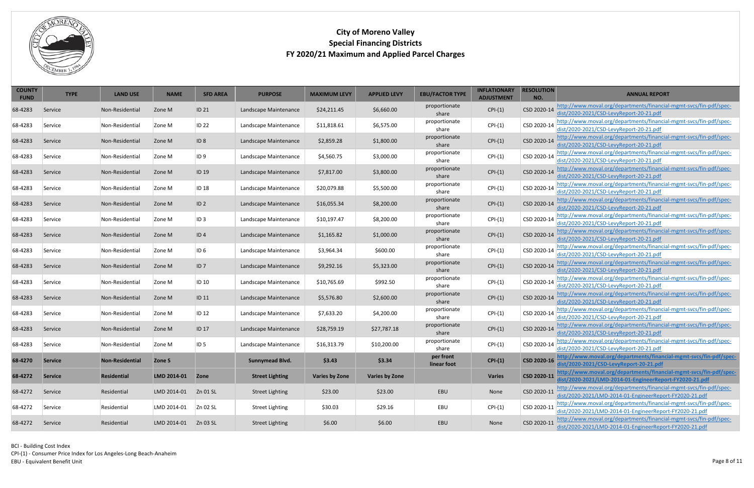# City of Moreno Valley
## Special Financing Districts
## FY 2020/21 Maximum and Applied Parcel Charges

| COUNTY FUND | TYPE | LAND USE | NAME | SFD AREA | PURPOSE | MAXIMUM LEVY | APPLIED LEVY | EBU/FACTOR TYPE | INFLATIONARY ADJUSTMENT | RESOLUTION NO. | ANNUAL REPORT |
|---|---|---|---|---|---|---|---|---|---|---|---|
| 68-4283 | Service | Non-Residential | Zone M | ID 21 | Landscape Maintenance | $24,211.45 | $6,660.00 | proportionate share | CPI-(1) | CSD 2020-14 | http://www.moval.org/departments/financial-mgmt-svcs/fin-pdf/spec-dist/2020-2021/CSD-LevyReport-20-21.pdf |
| 68-4283 | Service | Non-Residential | Zone M | ID 22 | Landscape Maintenance | $11,818.61 | $6,575.00 | proportionate share | CPI-(1) | CSD 2020-14 | http://www.moval.org/departments/financial-mgmt-svcs/fin-pdf/spec-dist/2020-2021/CSD-LevyReport-20-21.pdf |
| 68-4283 | Service | Non-Residential | Zone M | ID 8 | Landscape Maintenance | $2,859.28 | $1,800.00 | proportionate share | CPI-(1) | CSD 2020-14 | http://www.moval.org/departments/financial-mgmt-svcs/fin-pdf/spec-dist/2020-2021/CSD-LevyReport-20-21.pdf |
| 68-4283 | Service | Non-Residential | Zone M | ID 9 | Landscape Maintenance | $4,560.75 | $3,000.00 | proportionate share | CPI-(1) | CSD 2020-14 | http://www.moval.org/departments/financial-mgmt-svcs/fin-pdf/spec-dist/2020-2021/CSD-LevyReport-20-21.pdf |
| 68-4283 | Service | Non-Residential | Zone M | ID 19 | Landscape Maintenance | $7,817.00 | $3,800.00 | proportionate share | CPI-(1) | CSD 2020-14 | http://www.moval.org/departments/financial-mgmt-svcs/fin-pdf/spec-dist/2020-2021/CSD-LevyReport-20-21.pdf |
| 68-4283 | Service | Non-Residential | Zone M | ID 18 | Landscape Maintenance | $20,079.88 | $5,500.00 | proportionate share | CPI-(1) | CSD 2020-14 | http://www.moval.org/departments/financial-mgmt-svcs/fin-pdf/spec-dist/2020-2021/CSD-LevyReport-20-21.pdf |
| 68-4283 | Service | Non-Residential | Zone M | ID 2 | Landscape Maintenance | $16,055.34 | $8,200.00 | proportionate share | CPI-(1) | CSD 2020-14 | http://www.moval.org/departments/financial-mgmt-svcs/fin-pdf/spec-dist/2020-2021/CSD-LevyReport-20-21.pdf |
| 68-4283 | Service | Non-Residential | Zone M | ID 3 | Landscape Maintenance | $10,197.47 | $8,200.00 | proportionate share | CPI-(1) | CSD 2020-14 | http://www.moval.org/departments/financial-mgmt-svcs/fin-pdf/spec-dist/2020-2021/CSD-LevyReport-20-21.pdf |
| 68-4283 | Service | Non-Residential | Zone M | ID 4 | Landscape Maintenance | $1,165.82 | $1,000.00 | proportionate share | CPI-(1) | CSD 2020-14 | http://www.moval.org/departments/financial-mgmt-svcs/fin-pdf/spec-dist/2020-2021/CSD-LevyReport-20-21.pdf |
| 68-4283 | Service | Non-Residential | Zone M | ID 6 | Landscape Maintenance | $3,964.34 | $600.00 | proportionate share | CPI-(1) | CSD 2020-14 | http://www.moval.org/departments/financial-mgmt-svcs/fin-pdf/spec-dist/2020-2021/CSD-LevyReport-20-21.pdf |
| 68-4283 | Service | Non-Residential | Zone M | ID 7 | Landscape Maintenance | $9,292.16 | $5,323.00 | proportionate share | CPI-(1) | CSD 2020-14 | http://www.moval.org/departments/financial-mgmt-svcs/fin-pdf/spec-dist/2020-2021/CSD-LevyReport-20-21.pdf |
| 68-4283 | Service | Non-Residential | Zone M | ID 10 | Landscape Maintenance | $10,765.69 | $992.50 | proportionate share | CPI-(1) | CSD 2020-14 | http://www.moval.org/departments/financial-mgmt-svcs/fin-pdf/spec-dist/2020-2021/CSD-LevyReport-20-21.pdf |
| 68-4283 | Service | Non-Residential | Zone M | ID 11 | Landscape Maintenance | $5,576.80 | $2,600.00 | proportionate share | CPI-(1) | CSD 2020-14 | http://www.moval.org/departments/financial-mgmt-svcs/fin-pdf/spec-dist/2020-2021/CSD-LevyReport-20-21.pdf |
| 68-4283 | Service | Non-Residential | Zone M | ID 12 | Landscape Maintenance | $7,633.20 | $4,200.00 | proportionate share | CPI-(1) | CSD 2020-14 | http://www.moval.org/departments/financial-mgmt-svcs/fin-pdf/spec-dist/2020-2021/CSD-LevyReport-20-21.pdf |
| 68-4283 | Service | Non-Residential | Zone M | ID 17 | Landscape Maintenance | $28,759.19 | $27,787.18 | proportionate share | CPI-(1) | CSD 2020-14 | http://www.moval.org/departments/financial-mgmt-svcs/fin-pdf/spec-dist/2020-2021/CSD-LevyReport-20-21.pdf |
| 68-4283 | Service | Non-Residential | Zone M | ID 5 | Landscape Maintenance | $16,313.79 | $10,200.00 | proportionate share | CPI-(1) | CSD 2020-14 | http://www.moval.org/departments/financial-mgmt-svcs/fin-pdf/spec-dist/2020-2021/CSD-LevyReport-20-21.pdf |
| **68-4270** | **Service** | **Non-Residential** | **Zone S** | | **Sunnymead Blvd.** | **$3.43** | **$3.34** | **per front linear foot** | **CPI-(1)** | **CSD 2020-16** | **http://www.moval.org/departments/financial-mgmt-svcs/fin-pdf/spec-dist/2020-2021/CSD-LevyReport-20-21.pdf** |
| **68-4272** | **Service** | **Residential** | **LMD 2014-01** | **Zone** | **Street Lighting** | **Varies by Zone** | **Varies by Zone** | | **Varies** | **CSD 2020-11** | **http://www.moval.org/departments/financial-mgmt-svcs/fin-pdf/spec-dist/2020-2021/LMD-2014-01-EngineerReport-FY2020-21.pdf** |
| 68-4272 | Service | Residential | LMD 2014-01 | Zn 01 SL | Street Lighting | $23.00 | $23.00 | EBU | None | CSD 2020-11 | http://www.moval.org/departments/financial-mgmt-svcs/fin-pdf/spec-dist/2020-2021/LMD-2014-01-EngineerReport-FY2020-21.pdf |
| 68-4272 | Service | Residential | LMD 2014-01 | Zn 02 SL | Street Lighting | $30.03 | $29.16 | EBU | CPI-(1) | CSD 2020-11 | http://www.moval.org/departments/financial-mgmt-svcs/fin-pdf/spec-dist/2020-2021/LMD-2014-01-EngineerReport-FY2020-21.pdf |
| 68-4272 | Service | Residential | LMD 2014-01 | Zn 03 SL | Street Lighting | $6.00 | $6.00 | EBU | None | CSD 2020-11 | http://www.moval.org/departments/financial-mgmt-svcs/fin-pdf/spec-dist/2020-2021/LMD-2014-01-EngineerReport-FY2020-21.pdf |

BCI - Building Cost Index
CPI-(1) - Consumer Price Index for Los Angeles-Long Beach-Anaheim
EBU - Equivalent Benefit Unit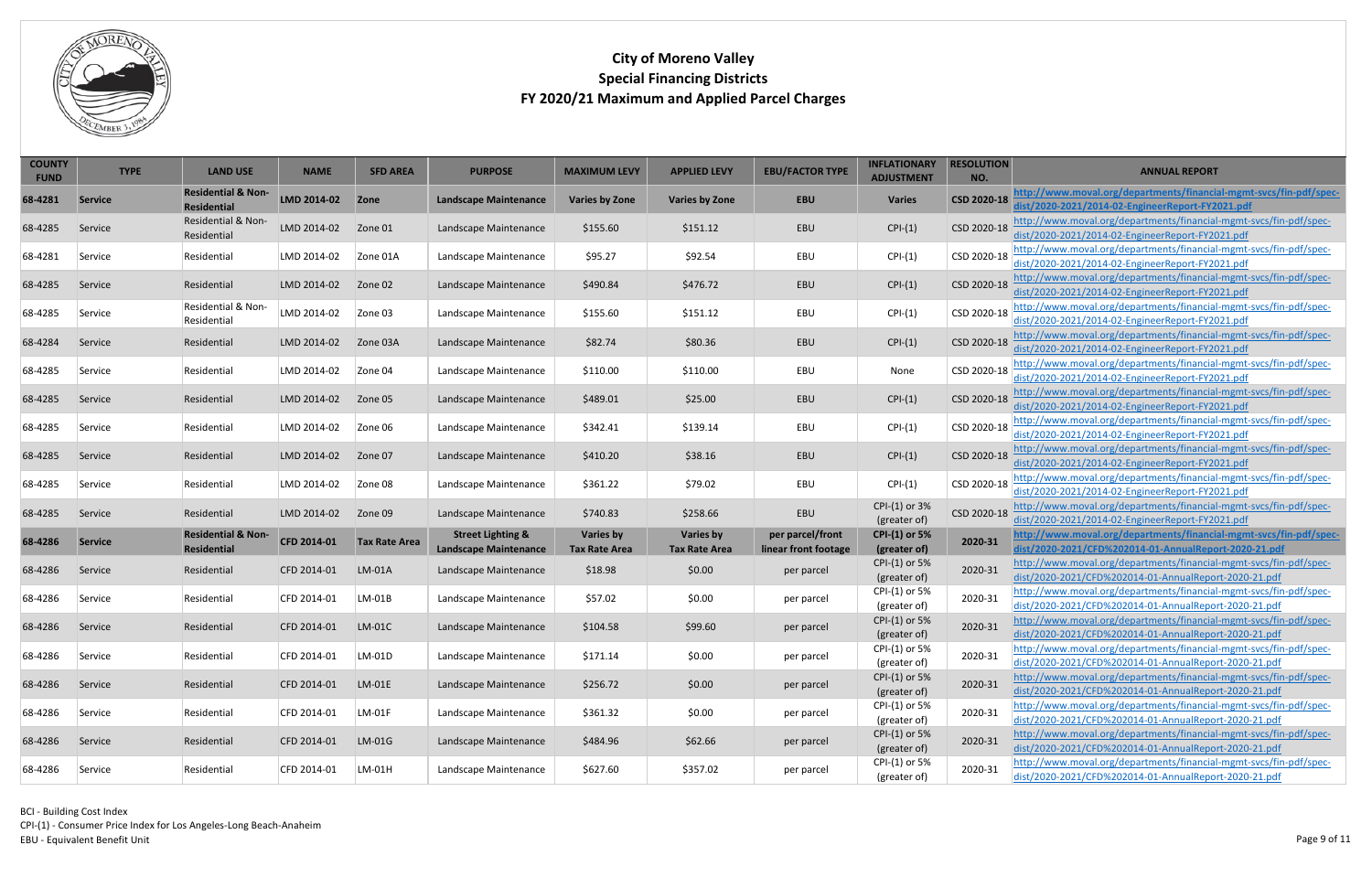# City of Moreno Valley
## Special Financing Districts
### FY 2020/21 Maximum and Applied Parcel Charges

| COUNTY FUND | TYPE | LAND USE | NAME | SFD AREA | PURPOSE | MAXIMUM LEVY | APPLIED LEVY | EBU/FACTOR TYPE | INFLATIONARY ADJUSTMENT | RESOLUTION NO. | ANNUAL REPORT |
|---|---|---|---|---|---|---|---|---|---|---|---|
| **68-4281** | **Service** | **Residential & Non-Residential** | **LMD 2014-02** | **Zone** | **Landscape Maintenance** | **Varies by Zone** | **Varies by Zone** | **EBU** | **Varies** | **CSD 2020-18** | **http://www.moval.org/departments/financial-mgmt-svcs/fin-pdf/spec-dist/2020-2021/2014-02-EngineerReport-FY2021.pdf** |
| 68-4285 | Service | Residential & Non-Residential | LMD 2014-02 | Zone 01 | Landscape Maintenance | $155.60 | $151.12 | EBU | CPI-(1) | CSD 2020-18 | http://www.moval.org/departments/financial-mgmt-svcs/fin-pdf/spec-dist/2020-2021/2014-02-EngineerReport-FY2021.pdf |
| 68-4281 | Service | Residential | LMD 2014-02 | Zone 01A | Landscape Maintenance | $95.27 | $92.54 | EBU | CPI-(1) | CSD 2020-18 | http://www.moval.org/departments/financial-mgmt-svcs/fin-pdf/spec-dist/2020-2021/2014-02-EngineerReport-FY2021.pdf |
| 68-4285 | Service | Residential | LMD 2014-02 | Zone 02 | Landscape Maintenance | $490.84 | $476.72 | EBU | CPI-(1) | CSD 2020-18 | http://www.moval.org/departments/financial-mgmt-svcs/fin-pdf/spec-dist/2020-2021/2014-02-EngineerReport-FY2021.pdf |
| 68-4285 | Service | Residential & Non-Residential | LMD 2014-02 | Zone 03 | Landscape Maintenance | $155.60 | $151.12 | EBU | CPI-(1) | CSD 2020-18 | http://www.moval.org/departments/financial-mgmt-svcs/fin-pdf/spec-dist/2020-2021/2014-02-EngineerReport-FY2021.pdf |
| 68-4284 | Service | Residential | LMD 2014-02 | Zone 03A | Landscape Maintenance | $82.74 | $80.36 | EBU | CPI-(1) | CSD 2020-18 | http://www.moval.org/departments/financial-mgmt-svcs/fin-pdf/spec-dist/2020-2021/2014-02-EngineerReport-FY2021.pdf |
| 68-4285 | Service | Residential | LMD 2014-02 | Zone 04 | Landscape Maintenance | $110.00 | $110.00 | EBU | None | CSD 2020-18 | http://www.moval.org/departments/financial-mgmt-svcs/fin-pdf/spec-dist/2020-2021/2014-02-EngineerReport-FY2021.pdf |
| 68-4285 | Service | Residential | LMD 2014-02 | Zone 05 | Landscape Maintenance | $489.01 | $25.00 | EBU | CPI-(1) | CSD 2020-18 | http://www.moval.org/departments/financial-mgmt-svcs/fin-pdf/spec-dist/2020-2021/2014-02-EngineerReport-FY2021.pdf |
| 68-4285 | Service | Residential | LMD 2014-02 | Zone 06 | Landscape Maintenance | $342.41 | $139.14 | EBU | CPI-(1) | CSD 2020-18 | http://www.moval.org/departments/financial-mgmt-svcs/fin-pdf/spec-dist/2020-2021/2014-02-EngineerReport-FY2021.pdf |
| 68-4285 | Service | Residential | LMD 2014-02 | Zone 07 | Landscape Maintenance | $410.20 | $38.16 | EBU | CPI-(1) | CSD 2020-18 | http://www.moval.org/departments/financial-mgmt-svcs/fin-pdf/spec-dist/2020-2021/2014-02-EngineerReport-FY2021.pdf |
| 68-4285 | Service | Residential | LMD 2014-02 | Zone 08 | Landscape Maintenance | $361.22 | $79.02 | EBU | CPI-(1) | CSD 2020-18 | http://www.moval.org/departments/financial-mgmt-svcs/fin-pdf/spec-dist/2020-2021/2014-02-EngineerReport-FY2021.pdf |
| 68-4285 | Service | Residential | LMD 2014-02 | Zone 09 | Landscape Maintenance | $740.83 | $258.66 | EBU | CPI-(1) or 3% (greater of) | CSD 2020-18 | http://www.moval.org/departments/financial-mgmt-svcs/fin-pdf/spec-dist/2020-2021/2014-02-EngineerReport-FY2021.pdf |
| **68-4286** | **Service** | **Residential & Non-Residential** | **CFD 2014-01** | **Tax Rate Area** | **Street Lighting & Landscape Maintenance** | **Varies by Tax Rate Area** | **Varies by Tax Rate Area** | **per parcel/front linear front footage** | **CPI-(1) or 5% (greater of)** | **2020-31** | **http://www.moval.org/departments/financial-mgmt-svcs/fin-pdf/spec-dist/2020-2021/CFD%202014-01-AnnualReport-2020-21.pdf** |
| 68-4286 | Service | Residential | CFD 2014-01 | LM-01A | Landscape Maintenance | $18.98 | $0.00 | per parcel | CPI-(1) or 5% (greater of) | 2020-31 | http://www.moval.org/departments/financial-mgmt-svcs/fin-pdf/spec-dist/2020-2021/CFD%202014-01-AnnualReport-2020-21.pdf |
| 68-4286 | Service | Residential | CFD 2014-01 | LM-01B | Landscape Maintenance | $57.02 | $0.00 | per parcel | CPI-(1) or 5% (greater of) | 2020-31 | http://www.moval.org/departments/financial-mgmt-svcs/fin-pdf/spec-dist/2020-2021/CFD%202014-01-AnnualReport-2020-21.pdf |
| 68-4286 | Service | Residential | CFD 2014-01 | LM-01C | Landscape Maintenance | $104.58 | $99.60 | per parcel | CPI-(1) or 5% (greater of) | 2020-31 | http://www.moval.org/departments/financial-mgmt-svcs/fin-pdf/spec-dist/2020-2021/CFD%202014-01-AnnualReport-2020-21.pdf |
| 68-4286 | Service | Residential | CFD 2014-01 | LM-01D | Landscape Maintenance | $171.14 | $0.00 | per parcel | CPI-(1) or 5% (greater of) | 2020-31 | http://www.moval.org/departments/financial-mgmt-svcs/fin-pdf/spec-dist/2020-2021/CFD%202014-01-AnnualReport-2020-21.pdf |
| 68-4286 | Service | Residential | CFD 2014-01 | LM-01E | Landscape Maintenance | $256.72 | $0.00 | per parcel | CPI-(1) or 5% (greater of) | 2020-31 | http://www.moval.org/departments/financial-mgmt-svcs/fin-pdf/spec-dist/2020-2021/CFD%202014-01-AnnualReport-2020-21.pdf |
| 68-4286 | Service | Residential | CFD 2014-01 | LM-01F | Landscape Maintenance | $361.32 | $0.00 | per parcel | CPI-(1) or 5% (greater of) | 2020-31 | http://www.moval.org/departments/financial-mgmt-svcs/fin-pdf/spec-dist/2020-2021/CFD%202014-01-AnnualReport-2020-21.pdf |
| 68-4286 | Service | Residential | CFD 2014-01 | LM-01G | Landscape Maintenance | $484.96 | $62.66 | per parcel | CPI-(1) or 5% (greater of) | 2020-31 | http://www.moval.org/departments/financial-mgmt-svcs/fin-pdf/spec-dist/2020-2021/CFD%202014-01-AnnualReport-2020-21.pdf |
| 68-4286 | Service | Residential | CFD 2014-01 | LM-01H | Landscape Maintenance | $627.60 | $357.02 | per parcel | CPI-(1) or 5% (greater of) | 2020-31 | http://www.moval.org/departments/financial-mgmt-svcs/fin-pdf/spec-dist/2020-2021/CFD%202014-01-AnnualReport-2020-21.pdf |

BCI - Building Cost Index
CPI-(1) - Consumer Price Index for Los Angeles-Long Beach-Anaheim
EBU - Equivalent Benefit Unit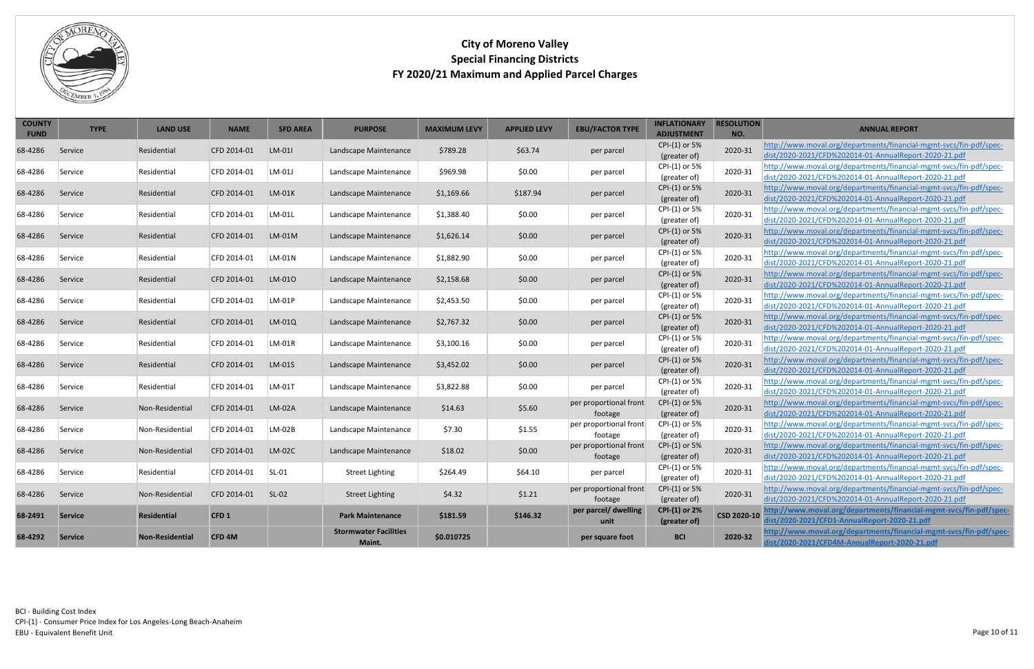# City of Moreno Valley
## Special Financing Districts
## FY 2020/21 Maximum and Applied Parcel Charges

| COUNTY FUND | TYPE | LAND USE | NAME | SFD AREA | PURPOSE | MAXIMUM LEVY | APPLIED LEVY | EBU/FACTOR TYPE | INFLATIONARY ADJUSTMENT | RESOLUTION NO. | ANNUAL REPORT |
|---|---|---|---|---|---|---|---|---|---|---|---|
| 68-4286 | Service | Residential | CFD 2014-01 | LM-01I | Landscape Maintenance | $789.28 | $63.74 | per parcel | CPI-(1) or 5% (greater of) | 2020-31 | http://www.moval.org/departments/financial-mgmt-svcs/fin-pdf/spec-dist/2020-2021/CFD%202014-01-AnnualReport-2020-21.pdf |
| 68-4286 | Service | Residential | CFD 2014-01 | LM-01J | Landscape Maintenance | $969.98 | $0.00 | per parcel | CPI-(1) or 5% (greater of) | 2020-31 | http://www.moval.org/departments/financial-mgmt-svcs/fin-pdf/spec-dist/2020-2021/CFD%202014-01-AnnualReport-2020-21.pdf |
| 68-4286 | Service | Residential | CFD 2014-01 | LM-01K | Landscape Maintenance | $1,169.66 | $187.94 | per parcel | CPI-(1) or 5% (greater of) | 2020-31 | http://www.moval.org/departments/financial-mgmt-svcs/fin-pdf/spec-dist/2020-2021/CFD%202014-01-AnnualReport-2020-21.pdf |
| 68-4286 | Service | Residential | CFD 2014-01 | LM-01L | Landscape Maintenance | $1,388.40 | $0.00 | per parcel | CPI-(1) or 5% (greater of) | 2020-31 | http://www.moval.org/departments/financial-mgmt-svcs/fin-pdf/spec-dist/2020-2021/CFD%202014-01-AnnualReport-2020-21.pdf |
| 68-4286 | Service | Residential | CFD 2014-01 | LM-01M | Landscape Maintenance | $1,626.14 | $0.00 | per parcel | CPI-(1) or 5% (greater of) | 2020-31 | http://www.moval.org/departments/financial-mgmt-svcs/fin-pdf/spec-dist/2020-2021/CFD%202014-01-AnnualReport-2020-21.pdf |
| 68-4286 | Service | Residential | CFD 2014-01 | LM-01N | Landscape Maintenance | $1,882.90 | $0.00 | per parcel | CPI-(1) or 5% (greater of) | 2020-31 | http://www.moval.org/departments/financial-mgmt-svcs/fin-pdf/spec-dist/2020-2021/CFD%202014-01-AnnualReport-2020-21.pdf |
| 68-4286 | Service | Residential | CFD 2014-01 | LM-01O | Landscape Maintenance | $2,158.68 | $0.00 | per parcel | CPI-(1) or 5% (greater of) | 2020-31 | http://www.moval.org/departments/financial-mgmt-svcs/fin-pdf/spec-dist/2020-2021/CFD%202014-01-AnnualReport-2020-21.pdf |
| 68-4286 | Service | Residential | CFD 2014-01 | LM-01P | Landscape Maintenance | $2,453.50 | $0.00 | per parcel | CPI-(1) or 5% (greater of) | 2020-31 | http://www.moval.org/departments/financial-mgmt-svcs/fin-pdf/spec-dist/2020-2021/CFD%202014-01-AnnualReport-2020-21.pdf |
| 68-4286 | Service | Residential | CFD 2014-01 | LM-01Q | Landscape Maintenance | $2,767.32 | $0.00 | per parcel | CPI-(1) or 5% (greater of) | 2020-31 | http://www.moval.org/departments/financial-mgmt-svcs/fin-pdf/spec-dist/2020-2021/CFD%202014-01-AnnualReport-2020-21.pdf |
| 68-4286 | Service | Residential | CFD 2014-01 | LM-01R | Landscape Maintenance | $3,100.16 | $0.00 | per parcel | CPI-(1) or 5% (greater of) | 2020-31 | http://www.moval.org/departments/financial-mgmt-svcs/fin-pdf/spec-dist/2020-2021/CFD%202014-01-AnnualReport-2020-21.pdf |
| 68-4286 | Service | Residential | CFD 2014-01 | LM-01S | Landscape Maintenance | $3,452.02 | $0.00 | per parcel | CPI-(1) or 5% (greater of) | 2020-31 | http://www.moval.org/departments/financial-mgmt-svcs/fin-pdf/spec-dist/2020-2021/CFD%202014-01-AnnualReport-2020-21.pdf |
| 68-4286 | Service | Residential | CFD 2014-01 | LM-01T | Landscape Maintenance | $3,822.88 | $0.00 | per parcel | CPI-(1) or 5% (greater of) | 2020-31 | http://www.moval.org/departments/financial-mgmt-svcs/fin-pdf/spec-dist/2020-2021/CFD%202014-01-AnnualReport-2020-21.pdf |
| 68-4286 | Service | Non-Residential | CFD 2014-01 | LM-02A | Landscape Maintenance | $14.63 | $5.60 | per proportional front footage | CPI-(1) or 5% (greater of) | 2020-31 | http://www.moval.org/departments/financial-mgmt-svcs/fin-pdf/spec-dist/2020-2021/CFD%202014-01-AnnualReport-2020-21.pdf |
| 68-4286 | Service | Non-Residential | CFD 2014-01 | LM-02B | Landscape Maintenance | $7.30 | $1.55 | per proportional front footage | CPI-(1) or 5% (greater of) | 2020-31 | http://www.moval.org/departments/financial-mgmt-svcs/fin-pdf/spec-dist/2020-2021/CFD%202014-01-AnnualReport-2020-21.pdf |
| 68-4286 | Service | Non-Residential | CFD 2014-01 | LM-02C | Landscape Maintenance | $18.02 | $0.00 | per proportional front footage | CPI-(1) or 5% (greater of) | 2020-31 | http://www.moval.org/departments/financial-mgmt-svcs/fin-pdf/spec-dist/2020-2021/CFD%202014-01-AnnualReport-2020-21.pdf |
| 68-4286 | Service | Residential | CFD 2014-01 | SL-01 | Street Lighting | $264.49 | $64.10 | per parcel | CPI-(1) or 5% (greater of) | 2020-31 | http://www.moval.org/departments/financial-mgmt-svcs/fin-pdf/spec-dist/2020-2021/CFD%202014-01-AnnualReport-2020-21.pdf |
| 68-4286 | Service | Non-Residential | CFD 2014-01 | SL-02 | Street Lighting | $4.32 | $1.21 | per proportional front footage | CPI-(1) or 5% (greater of) | 2020-31 | http://www.moval.org/departments/financial-mgmt-svcs/fin-pdf/spec-dist/2020-2021/CFD%202014-01-AnnualReport-2020-21.pdf |
| **68-2491** | **Service** | **Residential** | **CFD 1** | | **Park Maintenance** | **$181.59** | **$146.32** | **per parcel/ dwelling unit** | **CPI-(1) or 2% (greater of)** | **CSD 2020-10** | **http://www.moval.org/departments/financial-mgmt-svcs/fin-pdf/spec-dist/2020-2021/CFD1-AnnualReport-2020-21.pdf** |
| **68-4292** | **Service** | **Non-Residential** | **CFD 4M** | | **Stormwater Facilities Maint.** | **$0.010725** | | **per square foot** | **BCI** | **2020-32** | **http://www.moval.org/departments/financial-mgmt-svcs/fin-pdf/spec-dist/2020-2021/CFD4M-AnnualReport-2020-21.pdf** |

BCI - Building Cost Index
CPI-(1) - Consumer Price Index for Los Angeles-Long Beach-Anaheim
EBU - Equivalent Benefit Unit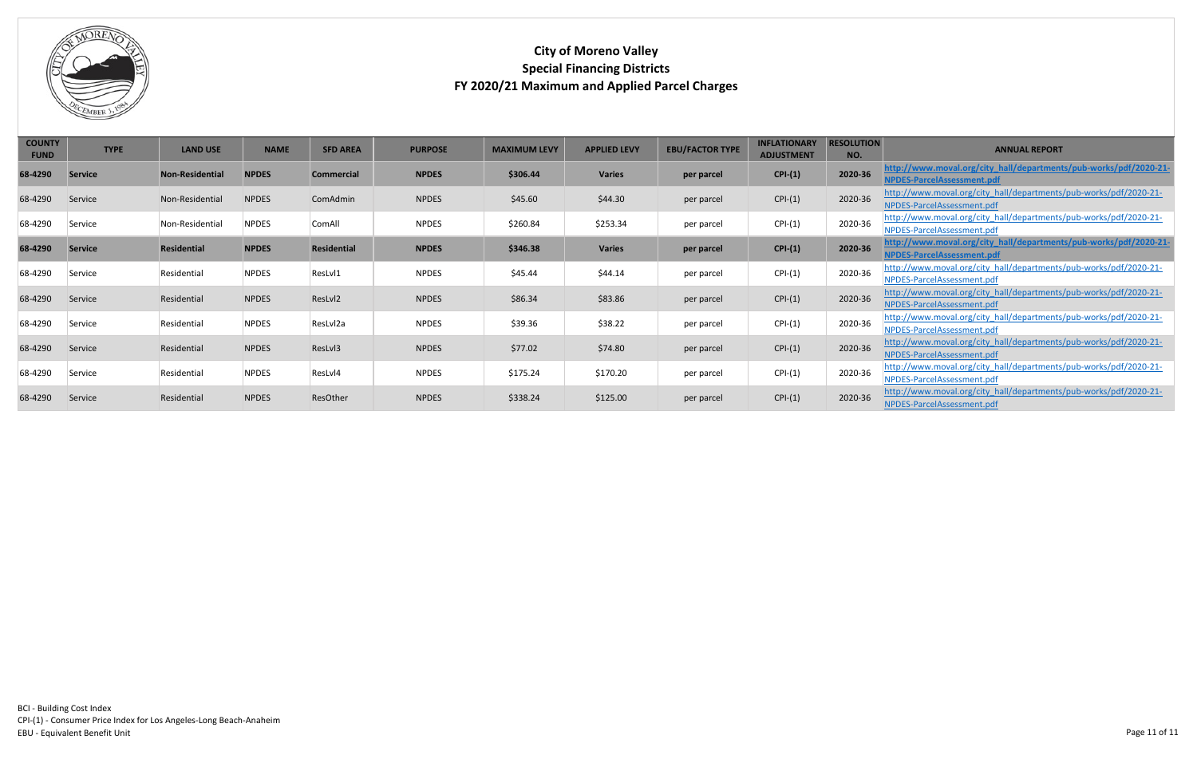# City of Moreno Valley
## Special Financing Districts
## FY 2020/21 Maximum and Applied Parcel Charges

| COUNTY FUND | TYPE | LAND USE | NAME | SFD AREA | PURPOSE | MAXIMUM LEVY | APPLIED LEVY | EBU/FACTOR TYPE | INFLATIONARY ADJUSTMENT | RESOLUTION NO. | ANNUAL REPORT |
|---|---|---|---|---|---|---|---|---|---|---|---|
| **68-4290** | **Service** | **Non-Residential** | **NPDES** | **Commercial** | **NPDES** | **$306.44** | **Varies** | **per parcel** | **CPI-(1)** | **2020-36** | **http://www.moval.org/city_hall/departments/pub-works/pdf/2020-21-NPDES-ParcelAssessment.pdf** |
| 68-4290 | Service | Non-Residential | NPDES | ComAdmin | NPDES | $45.60 | $44.30 | per parcel | CPI-(1) | 2020-36 | http://www.moval.org/city_hall/departments/pub-works/pdf/2020-21-NPDES-ParcelAssessment.pdf |
| 68-4290 | Service | Non-Residential | NPDES | ComAll | NPDES | $260.84 | $253.34 | per parcel | CPI-(1) | 2020-36 | http://www.moval.org/city_hall/departments/pub-works/pdf/2020-21-NPDES-ParcelAssessment.pdf |
| **68-4290** | **Service** | **Residential** | **NPDES** | **Residential** | **NPDES** | **$346.38** | **Varies** | **per parcel** | **CPI-(1)** | **2020-36** | **http://www.moval.org/city_hall/departments/pub-works/pdf/2020-21-NPDES-ParcelAssessment.pdf** |
| 68-4290 | Service | Residential | NPDES | ResLvl1 | NPDES | $45.44 | $44.14 | per parcel | CPI-(1) | 2020-36 | http://www.moval.org/city_hall/departments/pub-works/pdf/2020-21-NPDES-ParcelAssessment.pdf |
| 68-4290 | Service | Residential | NPDES | ResLvl2 | NPDES | $86.34 | $83.86 | per parcel | CPI-(1) | 2020-36 | http://www.moval.org/city_hall/departments/pub-works/pdf/2020-21-NPDES-ParcelAssessment.pdf |
| 68-4290 | Service | Residential | NPDES | ResLvl2a | NPDES | $39.36 | $38.22 | per parcel | CPI-(1) | 2020-36 | http://www.moval.org/city_hall/departments/pub-works/pdf/2020-21-NPDES-ParcelAssessment.pdf |
| 68-4290 | Service | Residential | NPDES | ResLvl3 | NPDES | $77.02 | $74.80 | per parcel | CPI-(1) | 2020-36 | http://www.moval.org/city_hall/departments/pub-works/pdf/2020-21-NPDES-ParcelAssessment.pdf |
| 68-4290 | Service | Residential | NPDES | ResLvl4 | NPDES | $175.24 | $170.20 | per parcel | CPI-(1) | 2020-36 | http://www.moval.org/city_hall/departments/pub-works/pdf/2020-21-NPDES-ParcelAssessment.pdf |
| 68-4290 | Service | Residential | NPDES | ResOther | NPDES | $338.24 | $125.00 | per parcel | CPI-(1) | 2020-36 | http://www.moval.org/city_hall/departments/pub-works/pdf/2020-21-NPDES-ParcelAssessment.pdf |

BCI - Building Cost Index
CPI-(1) - Consumer Price Index for Los Angeles-Long Beach-Anaheim
EBU - Equivalent Benefit Unit